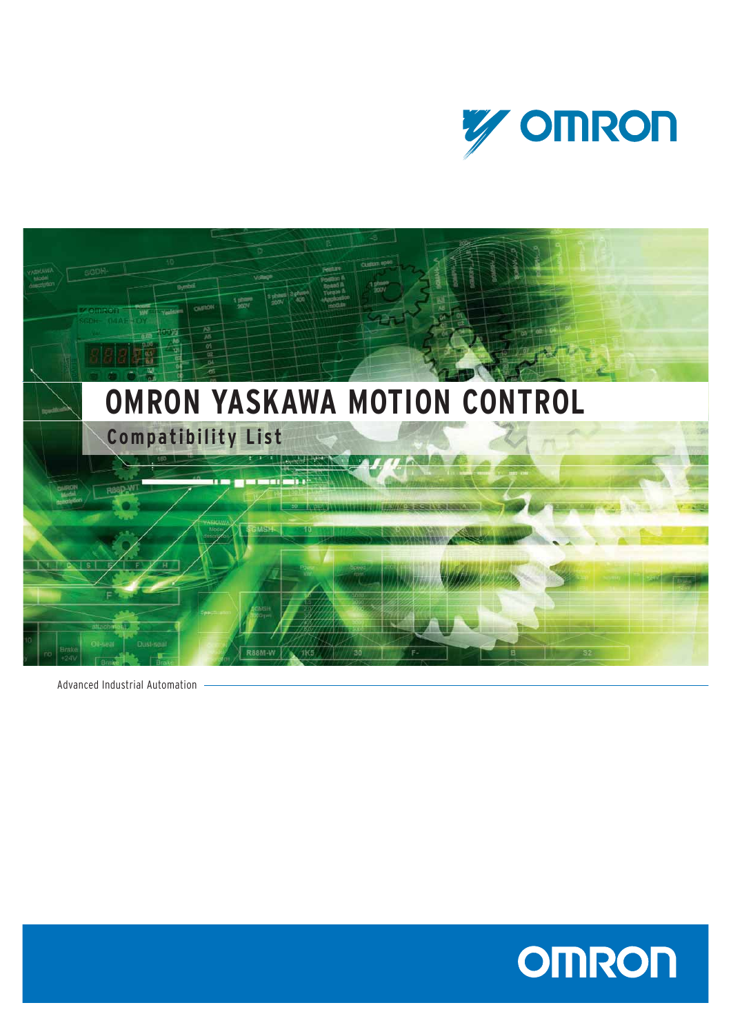# OMRON YASKAWA MOTION CONTROL

## Compatibility List

Advanced Industrial Automation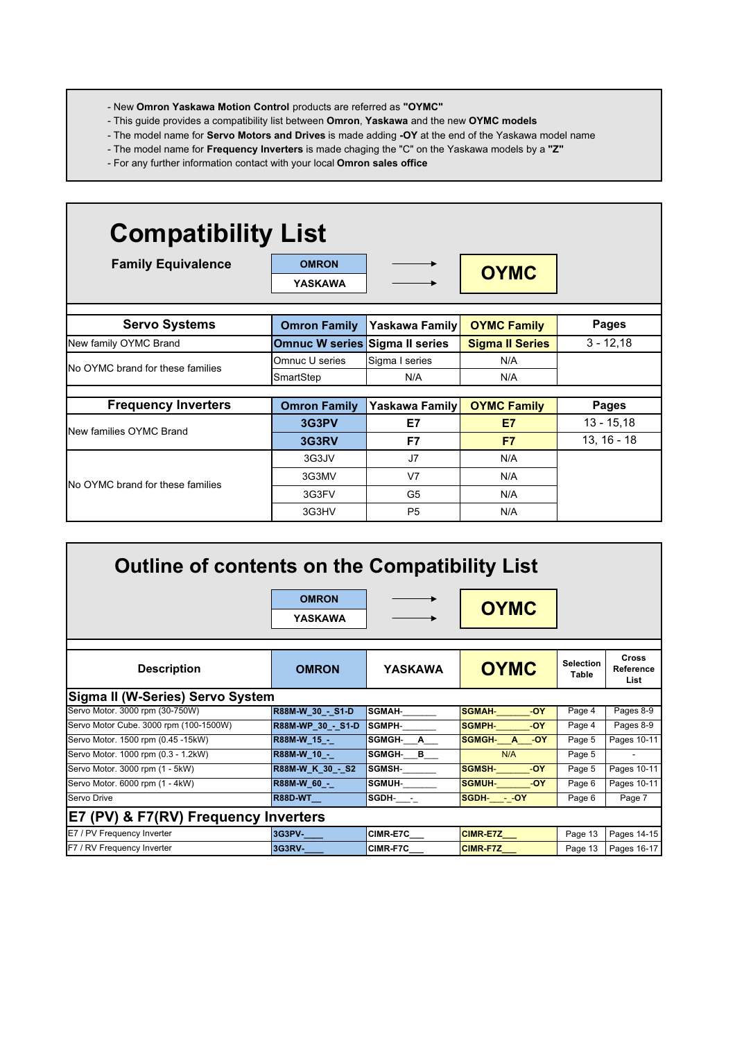- New **Omron Yaskawa Motion Control** products are referred as **"OYMC"**
- This guide provides a compatibility list between **Omron**, **Yaskawa** and the new **OYMC models**
- The model name for **Servo Motors and Drives** is made adding **-OY** at the end of the Yaskawa model name
- The model name for **Frequency Inverters** is made chaging the "C" on the Yaskawa models by a **"Z"**
- For any further information contact with your local **Omron sales office**

# Compatibility List

**Family Equivalence**

| | |
|---|---|
| **OMRON** → | **OYMC** |
| **YASKAWA** → | |

| Servo Systems | Omron Family | Yaskawa Family | OYMC Family | Pages |
|---|---|---|---|---|
| New family OYMC Brand | **Omnuc W series** | **Sigma II series** | **Sigma II Series** | 3 - 12,18 |
| No OYMC brand for these families | Omnuc U series | Sigma I series | N/A | |
| | SmartStep | N/A | N/A | |

| Frequency Inverters | Omron Family | Yaskawa Family | OYMC Family | Pages |
|---|---|---|---|---|
| New families OYMC Brand | **3G3PV** | **E7** | **E7** | 13 - 15,18 |
| | **3G3RV** | **F7** | **F7** | 13, 16 - 18 |
| No OYMC brand for these families | 3G3JV | J7 | N/A | |
| | 3G3MV | V7 | N/A | |
| | 3G3FV | G5 | N/A | |
| | 3G3HV | P5 | N/A | |

# Outline of contents on the Compatibility List

| | |
|---|---|
| **OMRON** → | **OYMC** |
| **YASKAWA** → | |

| Description | OMRON | YASKAWA | OYMC | Selection Table | Cross Reference List |
|---|---|---|---|---|---|
| **Sigma II (W-Series) Servo System** | | | | | |
| Servo Motor. 3000 rpm (30-750W) | **R88M-W_30_-_S1-D** | **SGMAH-______** | **SGMAH-______-OY** | Page 4 | Pages 8-9 |
| Servo Motor Cube. 3000 rpm (100-1500W) | **R88M-WP_30_-_S1-D** | **SGMPH-______** | **SGMPH-______-OY** | Page 4 | Pages 8-9 |
| Servo Motor. 1500 rpm (0.45 -15kW) | **R88M-W_15_-_** | **SGMGH-___A___** | **SGMGH-___A___-OY** | Page 5 | Pages 10-11 |
| Servo Motor. 1000 rpm (0.3 - 1.2kW) | **R88M-W_10_-_** | **SGMGH-___B___** | N/A | Page 5 | - |
| Servo Motor. 3000 rpm (1 - 5kW) | **R88M-W_K_30_-_S2** | **SGMSH-______** | **SGMSH-______-OY** | Page 5 | Pages 10-11 |
| Servo Motor. 6000 rpm (1 - 4kW) | **R88M-W_60_-_** | **SGMUH-______** | **SGMUH-______-OY** | Page 6 | Pages 10-11 |
| Servo Drive | **R88D-WT__** | **SGDH-___-_** | **SGDH-___-_-OY** | Page 6 | Page 7 |
| **E7 (PV) & F7(RV) Frequency Inverters** | | | | | |
| E7 / PV Frequency Inverter | **3G3PV-____** | **CIMR-E7C___** | **CIMR-E7Z___** | Page 13 | Pages 14-15 |
| F7 / RV Frequency Inverter | **3G3RV-____** | **CIMR-F7C___** | **CIMR-F7Z___** | Page 13 | Pages 16-17 |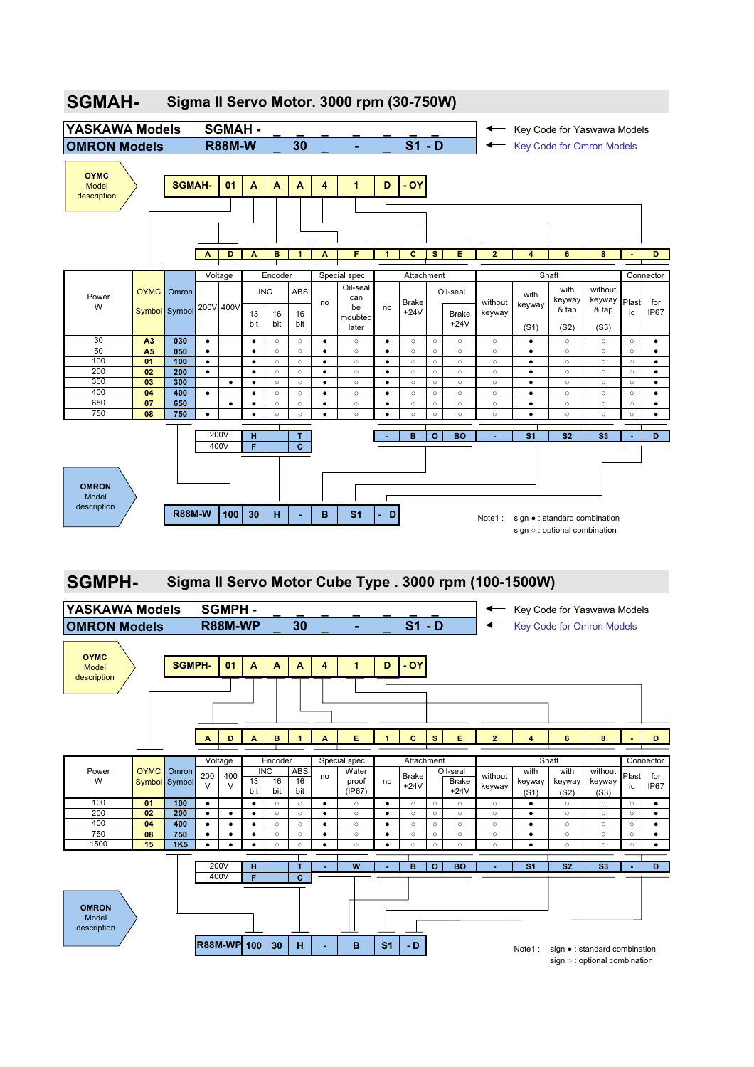# SGMAH- Sigma II Servo Motor. 3000 rpm (30-750W)

| | |
|---|---|
| **YASKAWA Models** | **SGMAH - _ _ _ _ _ _ _ _** |
| **OMRON Models** | **R88M-W 30 _ - _ S1 - D** |

← Key Code for Yaswawa Models
← Key Code for Omron Models

**OYMC** Model description

| SGMAH- | 01 | A | A | A | 4 | 1 | D | - OY |
|---|---|---|---|---|---|---|---|---|

| | | | A | D | A | B | 1 | A | F | 1 | C | S | E | 2 | 4 | 6 | 8 | - | D |
|---|---|---|---|---|---|---|---|---|---|---|---|---|---|---|---|---|---|---|---|
| Power W | OYMC Symbol | Omron Symbol | Voltage | | Encoder | | | Special spec. | | Attachment | | | | Shaft | | | | Connector | |
| | | | 200V | 400V | INC 13 bit | INC 16 bit | ABS 16 bit | no | Oil-seal can be moubted later | no | Brake +24V | Oil-seal | Oil-seal Brake +24V | without keyway | with keyway (S1) | with keyway & tap (S2) | without keyway & tap (S3) | Plastic | for IP67 |
| 30 | A3 | 030 | ● | | ● | ○ | ○ | ● | ○ | ● | ○ | ○ | ○ | ○ | ● | ○ | ○ | ○ | ● |
| 50 | A5 | 050 | ● | | ● | ○ | ○ | ● | ○ | ● | ○ | ○ | ○ | ○ | ● | ○ | ○ | ○ | ● |
| 100 | 01 | 100 | ● | | ● | ○ | ○ | ● | ○ | ● | ○ | ○ | ○ | ○ | ● | ○ | ○ | ○ | ● |
| 200 | 02 | 200 | ● | | ● | ○ | ○ | ● | ○ | ● | ○ | ○ | ○ | ○ | ● | ○ | ○ | ○ | ● |
| 300 | 03 | 300 | | ● | ● | ○ | ○ | ● | ○ | ● | ○ | ○ | ○ | ○ | ● | ○ | ○ | ○ | ● |
| 400 | 04 | 400 | ● | | ● | ○ | ○ | ● | ○ | ● | ○ | ○ | ○ | ○ | ● | ○ | ○ | ○ | ● |
| 650 | 07 | 650 | | ● | ● | ○ | ○ | ● | ○ | ● | ○ | ○ | ○ | ○ | ● | ○ | ○ | ○ | ● |
| 750 | 08 | 750 | ● | | ● | ○ | ○ | ● | ○ | ● | ○ | ○ | ○ | ○ | ● | ○ | ○ | ○ | ● |

| | H | | T | | - | B | O | BO | - | S1 | S2 | S3 | - | D |
|---|---|---|---|---|---|---|---|---|---|---|---|---|---|---|
| 200V | H | | T | | | | | | | | | | | |
| 400V | F | | C | | | | | | | | | | | |

**OMRON** Model description

| R88M-W | 100 | 30 | H | - | B | S1 | - D |
|---|---|---|---|---|---|---|---|

Note1 : sign ● : standard combination
sign ○ : optional combination

# SGMPH- Sigma II Servo Motor Cube Type . 3000 rpm (100-1500W)

| | |
|---|---|
| **YASKAWA Models** | **SGMPH - _ _ _ _ _ _ _ _** |
| **OMRON Models** | **R88M-WP 30 _ - _ S1 - D** |

← Key Code for Yaswawa Models
← Key Code for Omron Models

**OYMC** Model description

| SGMPH- | 01 | A | A | A | 4 | 1 | D | - OY |
|---|---|---|---|---|---|---|---|---|

| | | | A | D | A | B | 1 | A | E | 1 | C | S | E | 2 | 4 | 6 | 8 | - | D |
|---|---|---|---|---|---|---|---|---|---|---|---|---|---|---|---|---|---|---|---|
| Power W | OYMC Symbol | Omron Symbol | Voltage | | Encoder | | | Special spec. | | Attachment | | | | Shaft | | | | Connector | |
| | | | 200 V | 400 V | INC 13 bit | INC 16 bit | ABS 16 bit | no | Water proof (IP67) | no | Brake +24V | Oil-seal | Oil-seal Brake +24V | without keyway | with keyway (S1) | with keyway (S2) | without keyway (S3) | Plastic | for IP67 |
| 100 | 01 | 100 | ● | | ● | ○ | ○ | ● | ○ | ● | ○ | ○ | ○ | ○ | ● | ○ | ○ | ○ | ● |
| 200 | 02 | 200 | ● | ● | ● | ○ | ○ | ● | ○ | ● | ○ | ○ | ○ | ○ | ● | ○ | ○ | ○ | ● |
| 400 | 04 | 400 | ● | ● | ● | ○ | ○ | ● | ○ | ● | ○ | ○ | ○ | ○ | ● | ○ | ○ | ○ | ● |
| 750 | 08 | 750 | ● | ● | ● | ○ | ○ | ● | ○ | ● | ○ | ○ | ○ | ○ | ● | ○ | ○ | ○ | ● |
| 1500 | 15 | 1K5 | ● | ● | ● | ○ | ○ | ● | ○ | ● | ○ | ○ | ○ | ○ | ● | ○ | ○ | ○ | ● |

| | H | | T | - | W | - | B | O | BO | - | S1 | S2 | S3 | - | D |
|---|---|---|---|---|---|---|---|---|---|---|---|---|---|---|---|
| 200V | H | | T | | | | | | | | | | | | |
| 400V | F | | C | | | | | | | | | | | | |

**OMRON** Model description

| R88M-WP | 100 | 30 | H | - | B | S1 | - D |
|---|---|---|---|---|---|---|---|

Note1 : sign ● : standard combination
sign ○ : optional combination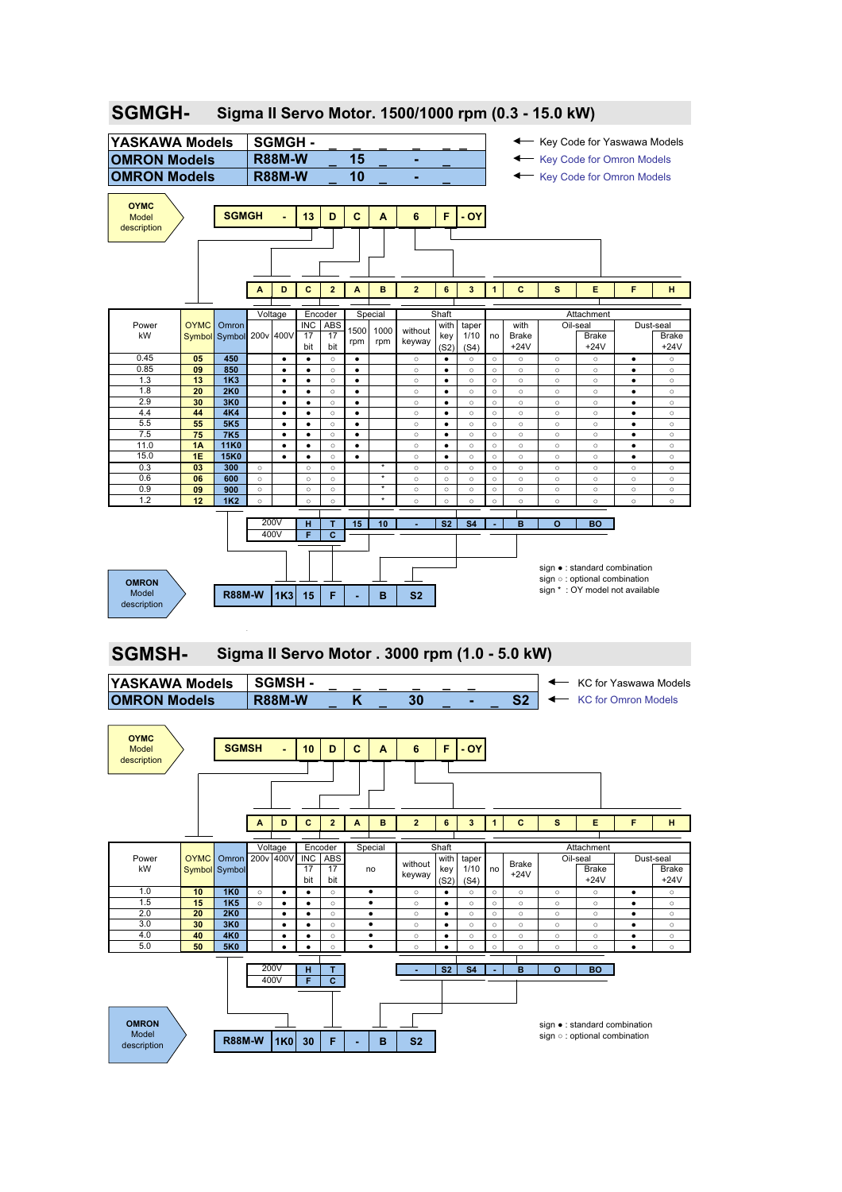# SGMGH- Sigma II Servo Motor. 1500/1000 rpm (0.3 - 15.0 kW)

| | | | |
|---|---|---|---|
| YASKAWA Models | SGMGH - _ _ _ _ _ _ _ | ← | Key Code for Yaswawa Models |
| OMRON Models | R88M-W _ 15 _ - _ | ← | Key Code for Omron Models |
| OMRON Models | R88M-W _ 10 _ - _ | ← | Key Code for Omron Models |

**OYMC Model description**

| SGMGH | - | 13 | D | C | A | 6 | F | - OY |
|---|---|---|---|---|---|---|---|---|

| | A | D | C | 2 | A | B | 2 | 6 | 3 | 1 | C | S | E | F | H |
|---|---|---|---|---|---|---|---|---|---|---|---|---|---|---|---|

| Power kW | OYMC Symbol | Omron Symbol | Voltage 200v | 400V | Encoder INC 17 bit | ABS 17 bit | Special 1500 rpm | 1000 rpm | Shaft without keyway | with key (S2) | taper 1/10 (S4) | Attachment no | with Brake +24V | Oil-seal | Oil-seal Brake +24V | Dust-seal | Dust-seal Brake +24V |
|---|---|---|---|---|---|---|---|---|---|---|---|---|---|---|---|---|---|
| 0.45 | 05 | 450 | | ● | ● | ○ | ● | | ○ | ● | ○ | ○ | ○ | ○ | ○ | ● | ○ |
| 0.85 | 09 | 850 | | ● | ● | ○ | ● | | ○ | ● | ○ | ○ | ○ | ○ | ○ | ● | ○ |
| 1.3 | 13 | 1K3 | | ● | ● | ○ | ● | | ○ | ● | ○ | ○ | ○ | ○ | ○ | ● | ○ |
| 1.8 | 20 | 2K0 | | ● | ● | ○ | ● | | ○ | ● | ○ | ○ | ○ | ○ | ○ | ● | ○ |
| 2.9 | 30 | 3K0 | | ● | ● | ○ | ● | | ○ | ● | ○ | ○ | ○ | ○ | ○ | ● | ○ |
| 4.4 | 44 | 4K4 | | ● | ● | ○ | ● | | ○ | ● | ○ | ○ | ○ | ○ | ○ | ● | ○ |
| 5.5 | 55 | 5K5 | | ● | ● | ○ | ● | | ○ | ● | ○ | ○ | ○ | ○ | ○ | ● | ○ |
| 7.5 | 75 | 7K5 | | ● | ● | ○ | ● | | ○ | ● | ○ | ○ | ○ | ○ | ○ | ● | ○ |
| 11.0 | 1A | 11K0 | | ● | ● | ○ | ● | | ○ | ● | ○ | ○ | ○ | ○ | ○ | ● | ○ |
| 15.0 | 1E | 15K0 | | ● | ● | ○ | ● | | ○ | ● | ○ | ○ | ○ | ○ | ○ | ● | ○ |
| 0.3 | 03 | 300 | ○ | | ○ | ○ | | * | ○ | ○ | ○ | ○ | ○ | ○ | ○ | ○ | ○ |
| 0.6 | 06 | 600 | ○ | | ○ | ○ | | * | ○ | ○ | ○ | ○ | ○ | ○ | ○ | ○ | ○ |
| 0.9 | 09 | 900 | ○ | | ○ | ○ | | * | ○ | ○ | ○ | ○ | ○ | ○ | ○ | ○ | ○ |
| 1.2 | 12 | 1K2 | ○ | | ○ | ○ | | * | ○ | ○ | ○ | ○ | ○ | ○ | ○ | ○ | ○ |
| | | | 200V | | H | T | 15 | 10 | - | S2 | S4 | - | B | O | BO | | |
| | | | 400V | | F | C | | | | | | | | | | | |

**OMRON Model description**

| R88M-W | 1K3 | 15 | F | - | B | S2 |
|---|---|---|---|---|---|---|

sign ● : standard combination
sign ○ : optional combination
sign * : OY model not available

# SGMSH- Sigma II Servo Motor . 3000 rpm (1.0 - 5.0 kW)

| | | | |
|---|---|---|---|
| YASKAWA Models | SGMSH - _ _ _ _ _ _ _ | ← | KC for Yaswawa Models |
| OMRON Models | R88M-W K _ 30 _ - _ S2 | ← | KC for Omron Models |

**OYMC Model description**

| SGMSH | - | 10 | D | C | A | 6 | F | - OY |
|---|---|---|---|---|---|---|---|---|

| | A | D | C | 2 | A | B | 2 | 6 | 3 | 1 | C | S | E | F | H |
|---|---|---|---|---|---|---|---|---|---|---|---|---|---|---|---|

| Power kW | OYMC Symbol | Omron Symbol | Voltage 200v | 400V | Encoder INC 17 bit | ABS 17 bit | Special no | Shaft without keyway | with key (S2) | taper 1/10 (S4) | Attachment no | Brake +24V | Oil-seal | Oil-seal Brake +24V | Dust-seal | Dust-seal Brake +24V |
|---|---|---|---|---|---|---|---|---|---|---|---|---|---|---|---|---|
| 1.0 | 10 | 1K0 | ○ | ● | ● | ○ | ● | ○ | ● | ○ | ○ | ○ | ○ | ○ | ● | ○ |
| 1.5 | 15 | 1K5 | ○ | ● | ● | ○ | ● | ○ | ● | ○ | ○ | ○ | ○ | ○ | ● | ○ |
| 2.0 | 20 | 2K0 | | ● | ● | ○ | ● | ○ | ● | ○ | ○ | ○ | ○ | ○ | ● | ○ |
| 3.0 | 30 | 3K0 | | ● | ● | ○ | ● | ○ | ● | ○ | ○ | ○ | ○ | ○ | ● | ○ |
| 4.0 | 40 | 4K0 | | ● | ● | ○ | ● | ○ | ● | ○ | ○ | ○ | ○ | ○ | ● | ○ |
| 5.0 | 50 | 5K0 | | ● | ● | ○ | ● | ○ | ● | ○ | ○ | ○ | ○ | ○ | ● | ○ |
| | | | 200V | | H | T | | - | S2 | S4 | - | B | O | BO | | |
| | | | 400V | | F | C | | | | | | | | | | |

**OMRON Model description**

| R88M-W | 1K0 | 30 | F | - | B | S2 |
|---|---|---|---|---|---|---|

sign ● : standard combination
sign ○ : optional combination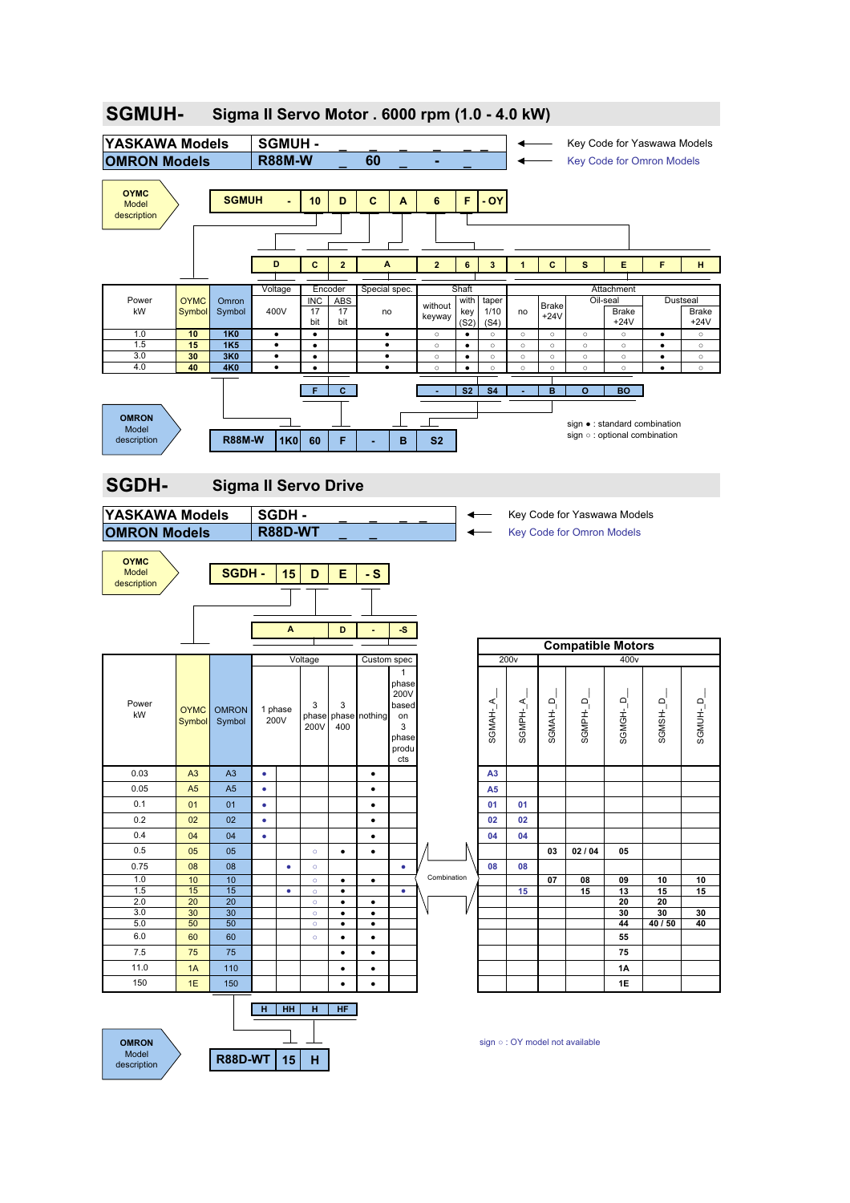# SGMUH- Sigma II Servo Motor . 6000 rpm (1.0 - 4.0 kW)

| YASKAWA Models | SGMUH - _ _ _ _ _ _ _ | ← Key Code for Yaswawa Models |
|---|---|---|
| OMRON Models | R88M-W _ 60 _ - _ | ← Key Code for Omron Models |

**OYMC Model description**

SGMUH - 10 D C A 6 F - OY

| Power kW | OYMC Symbol | Omron Symbol | Voltage D 400V | Encoder C INC 17 bit | Encoder 2 ABS 17 bit | Special spec. A no | Shaft 2 without keyway | Shaft 6 with key (S2) | Shaft 3 taper 1/10 (S4) | Attachment 1 no | Attachment C Brake +24V | Oil-seal S | Oil-seal E Brake +24V | Dustseal F | Dustseal H Brake +24V |
|---|---|---|---|---|---|---|---|---|---|---|---|---|---|---|---|
| 1.0 | 10 | 1K0 | ● | ● | | ● | ○ | ● | ○ | ○ | ○ | ○ | ○ | ● | ○ |
| 1.5 | 15 | 1K5 | ● | ● | | ● | ○ | ● | ○ | ○ | ○ | ○ | ○ | ● | ○ |
| 3.0 | 30 | 3K0 | ● | ● | | ● | ○ | ● | ○ | ○ | ○ | ○ | ○ | ● | ○ |
| 4.0 | 40 | 4K0 | ● | ● | | ● | ○ | ● | ○ | ○ | ○ | ○ | ○ | ● | ○ |
| Omron code | | | | F | C | | - | S2 | S4 | - | B | O | BO | | |

**OMRON Model description**

R88M-W 1K0 60 F - B S2

sign ● : standard combination
sign ○ : optional combination

# SGDH- Sigma II Servo Drive

| YASKAWA Models | SGDH - _ _ _ _ | ← Key Code for Yaswawa Models |
|---|---|---|
| OMRON Models | R88D-WT _ _ | ← Key Code for Omron Models |

**OYMC Model description**

SGDH - 15 D E - S

| Power kW | OYMC Symbol | OMRON Symbol | Voltage A 1 phase 200V | Voltage 3 phase 200V | Voltage D 3 phase 400 | Custom spec - nothing | Custom spec -S 1 phase 200V based on 3 phase products |
|---|---|---|---|---|---|---|---|
| 0.03 | A3 | A3 | ● | | | ● | |
| 0.05 | A5 | A5 | ● | | | ● | |
| 0.1 | 01 | 01 | ● | | | ● | |
| 0.2 | 02 | 02 | ● | | | ● | |
| 0.4 | 04 | 04 | ● | | | ● | |
| 0.5 | 05 | 05 | | ○ | ● | ● | |
| 0.75 | 08 | 08 | | ● ○ | | | ● |
| 1.0 | 10 | 10 | | ○ | ● | ● | |
| 1.5 | 15 | 15 | | ● ○ | ● | | ● |
| 2.0 | 20 | 20 | | ○ | ● | ● | |
| 3.0 | 30 | 30 | | ○ | ● | ● | |
| 5.0 | 50 | 50 | | ○ | ● | ● | |
| 6.0 | 60 | 60 | | ○ | ● | ● | |
| 7.5 | 75 | 75 | | | ● | ● | |
| 11.0 | 1A | 110 | | | ● | ● | |
| 150 | 1E | 150 | | | ● | ● | |
| Omron code | | | H | HH | H | HF | |

Combination ⇔

**Compatible Motors**

| 200v SGMAH-_A_ | 200v SGMPH-_A_ | 400v SGMAH-_D_ | 400v SGMPH-_D_ | 400v SGMGH-_D_ | 400v SGMSH-_D_ | 400v SGMUH-_D_ |
|---|---|---|---|---|---|---|
| A3 | | | | | | |
| A5 | | | | | | |
| 01 | 01 | | | | | |
| 02 | 02 | | | | | |
| 04 | 04 | | | | | |
| | | 03 | 02 / 04 | 05 | | |
| 08 | 08 | | | | | |
| | | 07 | 08 | 09 | 10 | 10 |
| | 15 | | 15 | 13 | 15 | 15 |
| | | | | 20 | 20 | |
| | | | | 30 | 30 | 30 |
| | | | | 44 | 40 / 50 | 40 |
| | | | | 55 | | |
| | | | | 75 | | |
| | | | | 1A | | |
| | | | | 1E | | |

**OMRON Model description**

R88D-WT 15 H

sign ○ : OY model not available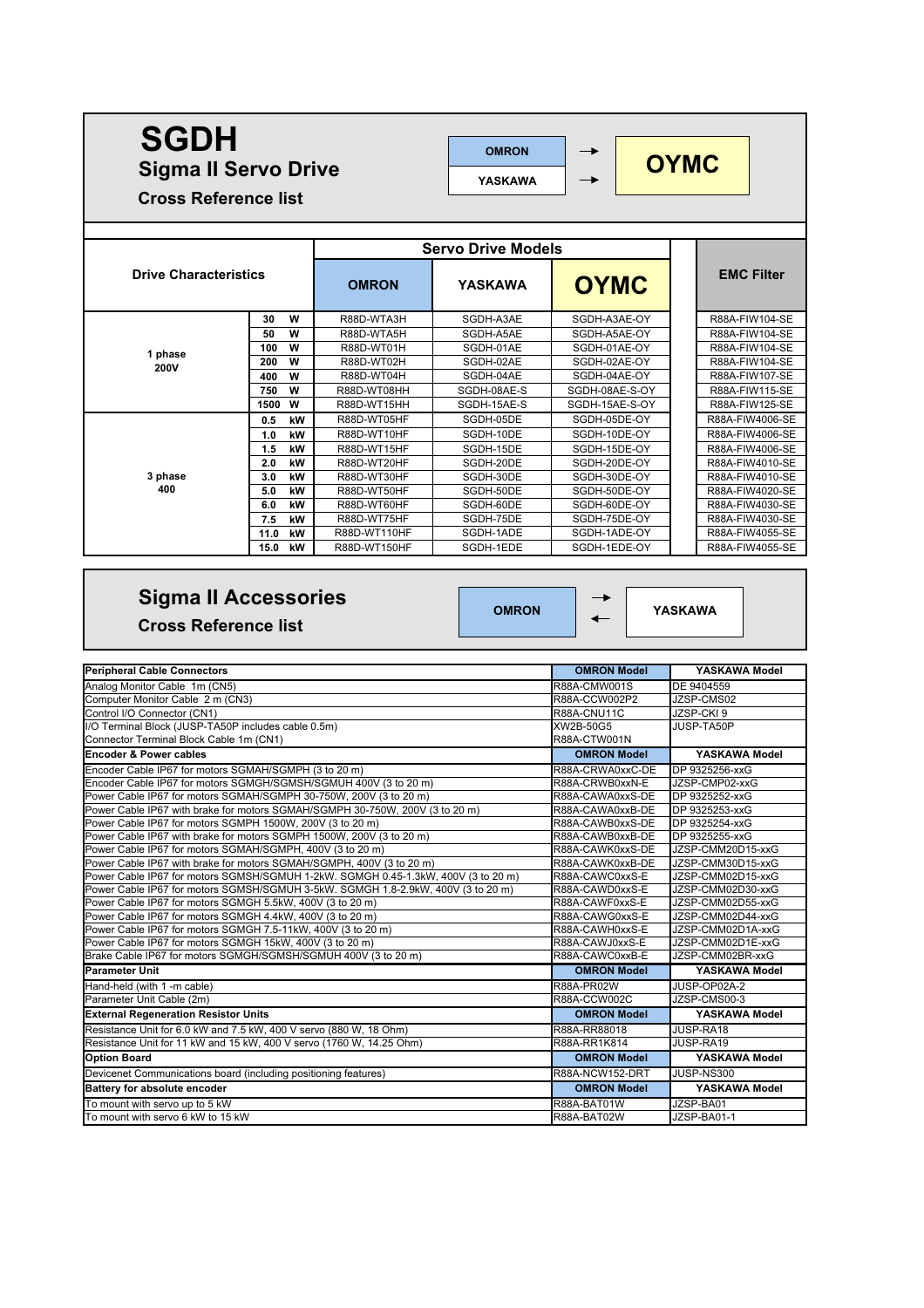# SGDH

## Sigma II Servo Drive

### Cross Reference list

OMRON → OYMC
YASKAWA → OYMC

| Drive Characteristics | | | Servo Drive Models | | | EMC Filter |
|---|---|---|---|---|---|---|
| | | | OMRON | YASKAWA | OYMC | |
| 1 phase 200V | 30 | W | R88D-WTA3H | SGDH-A3AE | SGDH-A3AE-OY | R88A-FIW104-SE |
| | 50 | W | R88D-WTA5H | SGDH-A5AE | SGDH-A5AE-OY | R88A-FIW104-SE |
| | 100 | W | R88D-WT01H | SGDH-01AE | SGDH-01AE-OY | R88A-FIW104-SE |
| | 200 | W | R88D-WT02H | SGDH-02AE | SGDH-02AE-OY | R88A-FIW104-SE |
| | 400 | W | R88D-WT04H | SGDH-04AE | SGDH-04AE-OY | R88A-FIW107-SE |
| | 750 | W | R88D-WT08HH | SGDH-08AE-S | SGDH-08AE-S-OY | R88A-FIW115-SE |
| | 1500 | W | R88D-WT15HH | SGDH-15AE-S | SGDH-15AE-S-OY | R88A-FIW125-SE |
| 3 phase 400 | 0.5 | kW | R88D-WT05HF | SGDH-05DE | SGDH-05DE-OY | R88A-FIW4006-SE |
| | 1.0 | kW | R88D-WT10HF | SGDH-10DE | SGDH-10DE-OY | R88A-FIW4006-SE |
| | 1.5 | kW | R88D-WT15HF | SGDH-15DE | SGDH-15DE-OY | R88A-FIW4006-SE |
| | 2.0 | kW | R88D-WT20HF | SGDH-20DE | SGDH-20DE-OY | R88A-FIW4010-SE |
| | 3.0 | kW | R88D-WT30HF | SGDH-30DE | SGDH-30DE-OY | R88A-FIW4010-SE |
| | 5.0 | kW | R88D-WT50HF | SGDH-50DE | SGDH-50DE-OY | R88A-FIW4020-SE |
| | 6.0 | kW | R88D-WT60HF | SGDH-60DE | SGDH-60DE-OY | R88A-FIW4030-SE |
| | 7.5 | kW | R88D-WT75HF | SGDH-75DE | SGDH-75DE-OY | R88A-FIW4030-SE |
| | 11.0 | kW | R88D-WT110HF | SGDH-1ADE | SGDH-1ADE-OY | R88A-FIW4055-SE |
| | 15.0 | kW | R88D-WT150HF | SGDH-1EDE | SGDH-1EDE-OY | R88A-FIW4055-SE |

## Sigma II Accessories

### Cross Reference list

OMRON ↔ YASKAWA

| Peripheral Cable Connectors | OMRON Model | YASKAWA Model |
|---|---|---|
| Analog Monitor Cable 1m (CN5) | R88A-CMW001S | DE 9404559 |
| Computer Monitor Cable 2 m (CN3) | R88A-CCW002P2 | JZSP-CMS02 |
| Control I/O Connector (CN1) | R88A-CNU11C | JZSP-CKI 9 |
| I/O Terminal Block (JUSP-TA50P includes cable 0.5m) | XW2B-50G5 | JUSP-TA50P |
| Connector Terminal Block Cable 1m (CN1) | R88A-CTW001N | |
| **Encoder & Power cables** | **OMRON Model** | **YASKAWA Model** |
| Encoder Cable IP67 for motors SGMAH/SGMPH (3 to 20 m) | R88A-CRWA0xxC-DE | DP 9325256-xxG |
| Encoder Cable IP67 for motors SGMGH/SGMSH/SGMUH 400V (3 to 20 m) | R88A-CRWB0xxN-E | JZSP-CMP02-xxG |
| Power Cable IP67 for motors SGMAH/SGMPH 30-750W, 200V (3 to 20 m) | R88A-CAWA0xxS-DE | DP 9325252-xxG |
| Power Cable IP67 with brake for motors SGMAH/SGMPH 30-750W, 200V (3 to 20 m) | R88A-CAWA0xxB-DE | DP 9325253-xxG |
| Power Cable IP67 for motors SGMPH 1500W, 200V (3 to 20 m) | R88A-CAWB0xxS-DE | DP 9325254-xxG |
| Power Cable IP67 with brake for motors SGMPH 1500W, 200V (3 to 20 m) | R88A-CAWB0xxB-DE | DP 9325255-xxG |
| Power Cable IP67 for motors SGMAH/SGMPH, 400V (3 to 20 m) | R88A-CAWK0xxS-DE | JZSP-CMM20D15-xxG |
| Power Cable IP67 with brake for motors SGMAH/SGMPH, 400V (3 to 20 m) | R88A-CAWK0xxB-DE | JZSP-CMM30D15-xxG |
| Power Cable IP67 for motors SGMSH/SGMUH 1-2kW. SGMGH 0.45-1.3kW, 400V (3 to 20 m) | R88A-CAWC0xxS-E | JZSP-CMM02D15-xxG |
| Power Cable IP67 for motors SGMSH/SGMUH 3-5kW. SGMGH 1.8-2.9kW, 400V (3 to 20 m) | R88A-CAWD0xxS-E | JZSP-CMM02D30-xxG |
| Power Cable IP67 for motors SGMGH 5.5kW, 400V (3 to 20 m) | R88A-CAWF0xxS-E | JZSP-CMM02D55-xxG |
| Power Cable IP67 for motors SGMGH 4.4kW, 400V (3 to 20 m) | R88A-CAWG0xxS-E | JZSP-CMM02D44-xxG |
| Power Cable IP67 for motors SGMGH 7.5-11kW, 400V (3 to 20 m) | R88A-CAWH0xxS-E | JZSP-CMM02D1A-xxG |
| Power Cable IP67 for motors SGMGH 15kW, 400V (3 to 20 m) | R88A-CAWJ0xxS-E | JZSP-CMM02D1E-xxG |
| Brake Cable IP67 for motors SGMGH/SGMSH/SGMUH 400V (3 to 20 m) | R88A-CAWC0xxB-E | JZSP-CMM02BR-xxG |
| **Parameter Unit** | **OMRON Model** | **YASKAWA Model** |
| Hand-held (with 1 -m cable) | R88A-PR02W | JUSP-OP02A-2 |
| Parameter Unit Cable (2m) | R88A-CCW002C | JZSP-CMS00-3 |
| **External Regeneration Resistor Units** | **OMRON Model** | **YASKAWA Model** |
| Resistance Unit for 6.0 kW and 7.5 kW, 400 V servo (880 W, 18 Ohm) | R88A-RR88018 | JUSP-RA18 |
| Resistance Unit for 11 kW and 15 kW, 400 V servo (1760 W, 14.25 Ohm) | R88A-RR1K814 | JUSP-RA19 |
| **Option Board** | **OMRON Model** | **YASKAWA Model** |
| Devicenet Communications board (including positioning features) | R88A-NCW152-DRT | JUSP-NS300 |
| **Battery for absolute encoder** | **OMRON Model** | **YASKAWA Model** |
| To mount with servo up to 5 kW | R88A-BAT01W | JZSP-BA01 |
| To mount with servo 6 kW to 15 kW | R88A-BAT02W | JZSP-BA01-1 |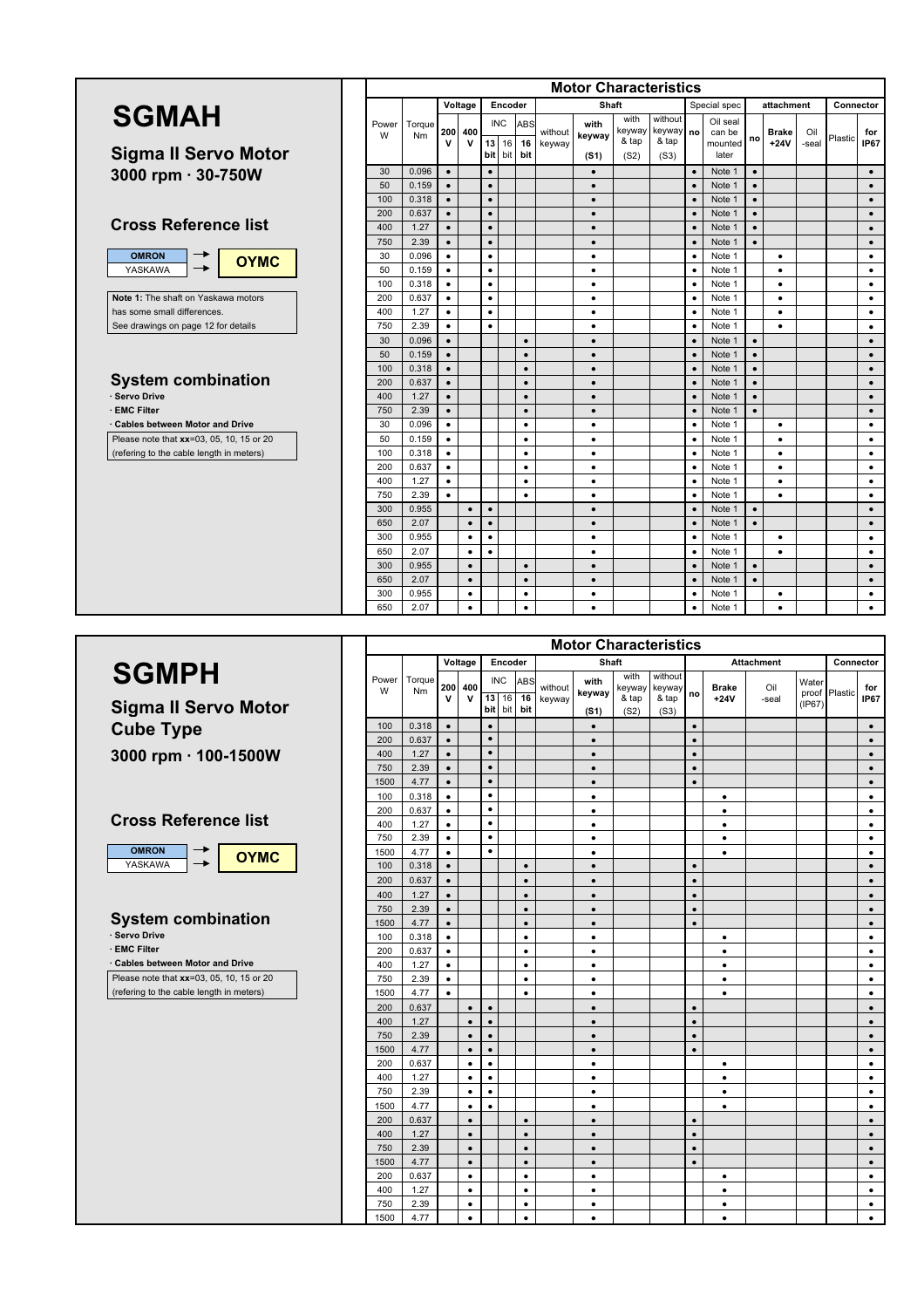# SGMAH

## Sigma II Servo Motor

### 3000 rpm · 30-750W

### Cross Reference list

| OMRON | → | OYMC |
|---|---|---|
| YASKAWA | → | |

**Note 1:** The shaft on Yaskawa motors has some small differences. See drawings on page 12 for details

### System combination

- Servo Drive
- EMC Filter
- Cables between Motor and Drive

Please note that **xx**=03, 05, 10, 15 or 20 (refering to the cable length in meters)

| Power W | Torque Nm | Voltage 200 V | Voltage 400 V | Encoder INC 13 bit | Encoder INC 16 bit | Encoder ABS 16 bit | Shaft without keyway | Shaft with keyway (S1) | Shaft with keyway & tap (S2) | Shaft without keyway & tap (S3) | Special spec no | Special spec Oil seal can be mounted later | attachment no | attachment Brake +24V | attachment Oil -seal | Connector Plastic | Connector for IP67 |
|---|---|---|---|---|---|---|---|---|---|---|---|---|---|---|---|---|---|
| 30 | 0.096 | • | | • | | | | • | | | • | Note 1 | • | | | | • |
| 50 | 0.159 | • | | • | | | | • | | | • | Note 1 | • | | | | • |
| 100 | 0.318 | • | | • | | | | • | | | • | Note 1 | • | | | | • |
| 200 | 0.637 | • | | • | | | | • | | | • | Note 1 | • | | | | • |
| 400 | 1.27 | • | | • | | | | • | | | • | Note 1 | • | | | | • |
| 750 | 2.39 | • | | • | | | | • | | | • | Note 1 | • | | | | • |
| 30 | 0.096 | • | | • | | | | • | | | • | Note 1 | | • | | | • |
| 50 | 0.159 | • | | • | | | | • | | | • | Note 1 | | • | | | • |
| 100 | 0.318 | • | | • | | | | • | | | • | Note 1 | | • | | | • |
| 200 | 0.637 | • | | • | | | | • | | | • | Note 1 | | • | | | • |
| 400 | 1.27 | • | | • | | | | • | | | • | Note 1 | | • | | | • |
| 750 | 2.39 | • | | • | | | | • | | | • | Note 1 | | • | | | • |
| 30 | 0.096 | • | | | | • | | • | | | • | Note 1 | • | | | | • |
| 50 | 0.159 | • | | | | • | | • | | | • | Note 1 | • | | | | • |
| 100 | 0.318 | • | | | | • | | • | | | • | Note 1 | • | | | | • |
| 200 | 0.637 | • | | | | • | | • | | | • | Note 1 | • | | | | • |
| 400 | 1.27 | • | | | | • | | • | | | • | Note 1 | • | | | | • |
| 750 | 2.39 | • | | | | • | | • | | | • | Note 1 | • | | | | • |
| 30 | 0.096 | • | | | | • | | • | | | • | Note 1 | | • | | | • |
| 50 | 0.159 | • | | | | • | | • | | | • | Note 1 | | • | | | • |
| 100 | 0.318 | • | | | | • | | • | | | • | Note 1 | | • | | | • |
| 200 | 0.637 | • | | | | • | | • | | | • | Note 1 | | • | | | • |
| 400 | 1.27 | • | | | | • | | • | | | • | Note 1 | | • | | | • |
| 750 | 2.39 | • | | | | • | | • | | | • | Note 1 | | • | | | • |
| 300 | 0.955 | | • | • | | | | • | | | • | Note 1 | • | | | | • |
| 650 | 2.07 | | • | • | | | | • | | | • | Note 1 | • | | | | • |
| 300 | 0.955 | | • | • | | | | • | | | • | Note 1 | | • | | | • |
| 650 | 2.07 | | • | • | | | | • | | | • | Note 1 | | • | | | • |
| 300 | 0.955 | | • | | | • | | • | | | • | Note 1 | • | | | | • |
| 650 | 2.07 | | • | | | • | | • | | | • | Note 1 | • | | | | • |
| 300 | 0.955 | | • | | | • | | • | | | • | Note 1 | | • | | | • |
| 650 | 2.07 | | • | | | • | | • | | | • | Note 1 | | • | | | • |

# SGMPH

## Sigma II Servo Motor Cube Type

### 3000 rpm · 100-1500W

### Cross Reference list

| OMRON | → | OYMC |
|---|---|---|
| YASKAWA | → | |

### System combination

- Servo Drive
- EMC Filter
- Cables between Motor and Drive

Please note that **xx**=03, 05, 10, 15 or 20 (refering to the cable length in meters)

| Power W | Torque Nm | Voltage 200 V | Voltage 400 V | Encoder INC 13 bit | Encoder INC 16 bit | Encoder ABS 16 bit | Shaft without keyway | Shaft with keyway (S1) | Shaft with keyway & tap (S2) | Shaft without keyway & tap (S3) | Attachment no | Attachment Brake +24V | Attachment Oil -seal | Attachment Water proof (IP67) | Connector Plastic | Connector for IP67 |
|---|---|---|---|---|---|---|---|---|---|---|---|---|---|---|---|---|
| 100 | 0.318 | • | | • | | | | • | | | • | | | | | • |
| 200 | 0.637 | • | | • | | | | • | | | • | | | | | • |
| 400 | 1.27 | • | | • | | | | • | | | • | | | | | • |
| 750 | 2.39 | • | | • | | | | • | | | • | | | | | • |
| 1500 | 4.77 | • | | • | | | | • | | | • | | | | | • |
| 100 | 0.318 | • | | • | | | | • | | | | • | | | | • |
| 200 | 0.637 | • | | • | | | | • | | | | • | | | | • |
| 400 | 1.27 | • | | • | | | | • | | | | • | | | | • |
| 750 | 2.39 | • | | • | | | | • | | | | • | | | | • |
| 1500 | 4.77 | • | | • | | | | • | | | | • | | | | • |
| 100 | 0.318 | • | | | | • | | • | | | • | | | | | • |
| 200 | 0.637 | • | | | | • | | • | | | • | | | | | • |
| 400 | 1.27 | • | | | | • | | • | | | • | | | | | • |
| 750 | 2.39 | • | | | | • | | • | | | • | | | | | • |
| 1500 | 4.77 | • | | | | • | | • | | | • | | | | | • |
| 100 | 0.318 | • | | | | • | | • | | | | • | | | | • |
| 200 | 0.637 | • | | | | • | | • | | | | • | | | | • |
| 400 | 1.27 | • | | | | • | | • | | | | • | | | | • |
| 750 | 2.39 | • | | | | • | | • | | | | • | | | | • |
| 1500 | 4.77 | • | | | | • | | • | | | | • | | | | • |
| 200 | 0.637 | | • | • | | | | • | | | • | | | | | • |
| 400 | 1.27 | | • | • | | | | • | | | • | | | | | • |
| 750 | 2.39 | | • | • | | | | • | | | • | | | | | • |
| 1500 | 4.77 | | • | • | | | | • | | | • | | | | | • |
| 200 | 0.637 | | • | • | | | | • | | | | • | | | | • |
| 400 | 1.27 | | • | • | | | | • | | | | • | | | | • |
| 750 | 2.39 | | • | • | | | | • | | | | • | | | | • |
| 1500 | 4.77 | | • | • | | | | • | | | | • | | | | • |
| 200 | 0.637 | | • | | | • | | • | | | • | | | | | • |
| 400 | 1.27 | | • | | | • | | • | | | • | | | | | • |
| 750 | 2.39 | | • | | | • | | • | | | • | | | | | • |
| 1500 | 4.77 | | • | | | • | | • | | | • | | | | | • |
| 200 | 0.637 | | • | | | • | | • | | | | • | | | | • |
| 400 | 1.27 | | • | | | • | | • | | | | • | | | | • |
| 750 | 2.39 | | • | | | • | | • | | | | • | | | | • |
| 1500 | 4.77 | | • | | | • | | • | | | | • | | | | • |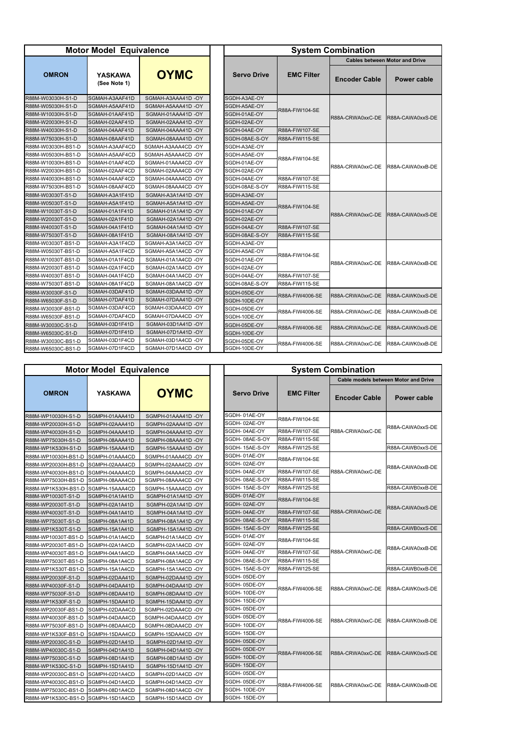| Motor Model Equivalence | | | System Combination | | | |
|---|---|---|---|---|---|---|
| | | | | | Cables between Motor and Drive | |
| OMRON | YASKAWA (See Note 1) | OYMC | Servo Drive | EMC Filter | Encoder Cable | Power cable |
| R88M-W03030H-S1-D | SGMAH-A3AAF41D | SGMAH-A3AAA41D -OY | SGDH-A3AE-OY | R88A-FIW104-SE | R88A-CRWA0xxC-DE | R88A-CAWA0xxS-DE |
| R88M-W05030H-S1-D | SGMAH-A5AAF41D | SGMAH-A5AAA41D -OY | SGDH-A5AE-OY | R88A-FIW104-SE | R88A-CRWA0xxC-DE | R88A-CAWA0xxS-DE |
| R88M-W10030H-S1-D | SGMAH-01AAF41D | SGMAH-01AAA41D -OY | SGDH-01AE-OY | R88A-FIW104-SE | R88A-CRWA0xxC-DE | R88A-CAWA0xxS-DE |
| R88M-W20030H-S1-D | SGMAH-02AAF41D | SGMAH-02AAA41D -OY | SGDH-02AE-OY | R88A-FIW104-SE | R88A-CRWA0xxC-DE | R88A-CAWA0xxS-DE |
| R88M-W40030H-S1-D | SGMAH-04AAF41D | SGMAH-04AAA41D -OY | SGDH-04AE-OY | R88A-FIW107-SE | R88A-CRWA0xxC-DE | R88A-CAWA0xxS-DE |
| R88M-W75030H-S1-D | SGMAH-08AAF41D | SGMAH-08AAA41D -OY | SGDH-08AE-S-OY | R88A-FIW115-SE | R88A-CRWA0xxC-DE | R88A-CAWA0xxS-DE |
| R88M-W03030H-BS1-D | SGMAH-A3AAF4CD | SGMAH-A3AAA4CD -OY | SGDH-A3AE-OY | R88A-FIW104-SE | R88A-CRWA0xxC-DE | R88A-CAWA0xxB-DE |
| R88M-W05030H-BS1-D | SGMAH-A5AAF4CD | SGMAH-A5AAA4CD -OY | SGDH-A5AE-OY | R88A-FIW104-SE | R88A-CRWA0xxC-DE | R88A-CAWA0xxB-DE |
| R88M-W10030H-BS1-D | SGMAH-01AAF4CD | SGMAH-01AAA4CD -OY | SGDH-01AE-OY | R88A-FIW104-SE | R88A-CRWA0xxC-DE | R88A-CAWA0xxB-DE |
| R88M-W20030H-BS1-D | SGMAH-02AAF4CD | SGMAH-02AAA4CD -OY | SGDH-02AE-OY | R88A-FIW104-SE | R88A-CRWA0xxC-DE | R88A-CAWA0xxB-DE |
| R88M-W40030H-BS1-D | SGMAH-04AAF4CD | SGMAH-04AAA4CD -OY | SGDH-04AE-OY | R88A-FIW107-SE | R88A-CRWA0xxC-DE | R88A-CAWA0xxB-DE |
| R88M-W75030H-BS1-D | SGMAH-08AAF4CD | SGMAH-08AAA4CD -OY | SGDH-08AE-S-OY | R88A-FIW115-SE | R88A-CRWA0xxC-DE | R88A-CAWA0xxB-DE |
| R88M-W03030T-S1-D | SGMAH-A3A1F41D | SGMAH-A3A1A41D -OY | SGDH-A3AE-OY | R88A-FIW104-SE | R88A-CRWA0xxC-DE | R88A-CAWA0xxS-DE |
| R88M-W05030T-S1-D | SGMAH-A5A1F41D | SGMAH-A5A1A41D -OY | SGDH-A5AE-OY | R88A-FIW104-SE | R88A-CRWA0xxC-DE | R88A-CAWA0xxS-DE |
| R88M-W10030T-S1-D | SGMAH-01A1F41D | SGMAH-01A1A41D -OY | SGDH-01AE-OY | R88A-FIW104-SE | R88A-CRWA0xxC-DE | R88A-CAWA0xxS-DE |
| R88M-W20030T-S1-D | SGMAH-02A1F41D | SGMAH-02A1A41D -OY | SGDH-02AE-OY | R88A-FIW104-SE | R88A-CRWA0xxC-DE | R88A-CAWA0xxS-DE |
| R88M-W40030T-S1-D | SGMAH-04A1F41D | SGMAH-04A1A41D -OY | SGDH-04AE-OY | R88A-FIW107-SE | R88A-CRWA0xxC-DE | R88A-CAWA0xxS-DE |
| R88M-W75030T-S1-D | SGMAH-08A1F41D | SGMAH-08A1A41D -OY | SGDH-08AE-S-OY | R88A-FIW115-SE | R88A-CRWA0xxC-DE | R88A-CAWA0xxS-DE |
| R88M-W03030T-BS1-D | SGMAH-A3A1F4CD | SGMAH-A3A1A4CD -OY | SGDH-A3AE-OY | R88A-FIW104-SE | R88A-CRWA0xxC-DE | R88A-CAWA0xxB-DE |
| R88M-W05030T-BS1-D | SGMAH-A5A1F4CD | SGMAH-A5A1A4CD -OY | SGDH-A5AE-OY | R88A-FIW104-SE | R88A-CRWA0xxC-DE | R88A-CAWA0xxB-DE |
| R88M-W10030T-BS1-D | SGMAH-01A1F4CD | SGMAH-01A1A4CD -OY | SGDH-01AE-OY | R88A-FIW104-SE | R88A-CRWA0xxC-DE | R88A-CAWA0xxB-DE |
| R88M-W20030T-BS1-D | SGMAH-02A1F4CD | SGMAH-02A1A4CD -OY | SGDH-02AE-OY | R88A-FIW104-SE | R88A-CRWA0xxC-DE | R88A-CAWA0xxB-DE |
| R88M-W40030T-BS1-D | SGMAH-04A1F4CD | SGMAH-04A1A4CD -OY | SGDH-04AE-OY | R88A-FIW107-SE | R88A-CRWA0xxC-DE | R88A-CAWA0xxB-DE |
| R88M-W75030T-BS1-D | SGMAH-08A1F4CD | SGMAH-08A1A4CD -OY | SGDH-08AE-S-OY | R88A-FIW115-SE | R88A-CRWA0xxC-DE | R88A-CAWA0xxB-DE |
| R88M-W30030F-S1-D | SGMAH-03DAF41D | SGMAH-03DAA41D -OY | SGDH-05DE-OY | R88A-FIW4006-SE | R88A-CRWA0xxC-DE | R88A-CAWK0xxS-DE |
| R88M-W65030F-S1-D | SGMAH-07DAF41D | SGMAH-07DAA41D -OY | SGDH-10DE-OY | R88A-FIW4006-SE | R88A-CRWA0xxC-DE | R88A-CAWK0xxS-DE |
| R88M-W30030F-BS1-D | SGMAH-03DAF4CD | SGMAH-03DAA4CD -OY | SGDH-05DE-OY | R88A-FIW4006-SE | R88A-CRWA0xxC-DE | R88A-CAWK0xxB-DE |
| R88M-W65030F-BS1-D | SGMAH-07DAF4CD | SGMAH-07DAA4CD -OY | SGDH-10DE-OY | R88A-FIW4006-SE | R88A-CRWA0xxC-DE | R88A-CAWK0xxB-DE |
| R88M-W30030C-S1-D | SGMAH-03D1F41D | SGMAH-03D1A41D -OY | SGDH-05DE-OY | R88A-FIW4006-SE | R88A-CRWA0xxC-DE | R88A-CAWK0xxS-DE |
| R88M-W65030C-S1-D | SGMAH-07D1F41D | SGMAH-07D1A41D -OY | SGDH-10DE-OY | R88A-FIW4006-SE | R88A-CRWA0xxC-DE | R88A-CAWK0xxS-DE |
| R88M-W30030C-BS1-D | SGMAH-03D1F4CD | SGMAH-03D1A4CD -OY | SGDH-05DE-OY | R88A-FIW4006-SE | R88A-CRWA0xxC-DE | R88A-CAWK0xxB-DE |
| R88M-W65030C-BS1-D | SGMAH-07D1F4CD | SGMAH-07D1A4CD -OY | SGDH-10DE-OY | R88A-FIW4006-SE | R88A-CRWA0xxC-DE | R88A-CAWK0xxB-DE |

| Motor Model Equivalence | | | System Combination | | | |
|---|---|---|---|---|---|---|
| | | | | | Cable models between Motor and Drive | |
| OMRON | YASKAWA | OYMC | Servo Drive | EMC Filter | Encoder Cable | Power cable |
| R88M-WP10030H-S1-D | SGMPH-01AAA41D | SGMPH-01AAA41D -OY | SGDH- 01AE-OY | R88A-FIW104-SE | R88A-CRWA0xxC-DE | R88A-CAWA0xxS-DE |
| R88M-WP20030H-S1-D | SGMPH-02AAA41D | SGMPH-02AAA41D -OY | SGDH- 02AE-OY | R88A-FIW104-SE | R88A-CRWA0xxC-DE | R88A-CAWA0xxS-DE |
| R88M-WP40030H-S1-D | SGMPH-04AAA41D | SGMPH-04AAA41D -OY | SGDH- 04AE-OY | R88A-FIW107-SE | R88A-CRWA0xxC-DE | R88A-CAWA0xxS-DE |
| R88M-WP75030H-S1-D | SGMPH-08AAA41D | SGMPH-08AAA41D -OY | SGDH- 08AE-S-OY | R88A-FIW115-SE | R88A-CRWA0xxC-DE | R88A-CAWA0xxS-DE |
| R88M-WP1K530H-S1-D | SGMPH-15AAA41D | SGMPH-15AAA41D -OY | SGDH- 15AE-S-OY | R88A-FIW125-SE | R88A-CRWA0xxC-DE | R88A-CAWB0xxS-DE |
| R88M-WP10030H-BS1-D | SGMPH-01AAA4CD | SGMPH-01AAA4CD -OY | SGDH- 01AE-OY | R88A-FIW104-SE | R88A-CRWA0xxC-DE | R88A-CAWA0xxB-DE |
| R88M-WP20030H-BS1-D | SGMPH-02AAA4CD | SGMPH-02AAA4CD -OY | SGDH- 02AE-OY | R88A-FIW104-SE | R88A-CRWA0xxC-DE | R88A-CAWA0xxB-DE |
| R88M-WP40030H-BS1-D | SGMPH-04AAA4CD | SGMPH-04AAA4CD -OY | SGDH- 04AE-OY | R88A-FIW107-SE | R88A-CRWA0xxC-DE | R88A-CAWA0xxB-DE |
| R88M-WP75030H-BS1-D | SGMPH-08AAA4CD | SGMPH-08AAA4CD -OY | SGDH- 08AE-S-OY | R88A-FIW115-SE | R88A-CRWA0xxC-DE | R88A-CAWA0xxB-DE |
| R88M-WP1K530H-BS1-D | SGMPH-15AAA4CD | SGMPH-15AAA4CD -OY | SGDH- 15AE-S-OY | R88A-FIW125-SE | R88A-CRWA0xxC-DE | R88A-CAWB0xxB-DE |
| R88M-WP10030T-S1-D | SGMPH-01A1A41D | SGMPH-01A1A41D -OY | SGDH- 01AE-OY | R88A-FIW104-SE | R88A-CRWA0xxC-DE | R88A-CAWA0xxS-DE |
| R88M-WP20030T-S1-D | SGMPH-02A1A41D | SGMPH-02A1A41D -OY | SGDH- 02AE-OY | R88A-FIW104-SE | R88A-CRWA0xxC-DE | R88A-CAWA0xxS-DE |
| R88M-WP40030T-S1-D | SGMPH-04A1A41D | SGMPH-04A1A41D -OY | SGDH- 04AE-OY | R88A-FIW107-SE | R88A-CRWA0xxC-DE | R88A-CAWA0xxS-DE |
| R88M-WP75030T-S1-D | SGMPH-08A1A41D | SGMPH-08A1A41D -OY | SGDH- 08AE-S-OY | R88A-FIW115-SE | R88A-CRWA0xxC-DE | R88A-CAWA0xxS-DE |
| R88M-WP1K530T-S1-D | SGMPH-15A1A41D | SGMPH-15A1A41D -OY | SGDH- 15AE-S-OY | R88A-FIW125-SE | R88A-CRWA0xxC-DE | R88A-CAWB0xxS-DE |
| R88M-WP10030T-BS1-D | SGMPH-01A1A4CD | SGMPH-01A1A4CD -OY | SGDH- 01AE-OY | R88A-FIW104-SE | R88A-CRWA0xxC-DE | R88A-CAWA0xxB-DE |
| R88M-WP20030T-BS1-D | SGMPH-02A1A4CD | SGMPH-02A1A4CD -OY | SGDH- 02AE-OY | R88A-FIW104-SE | R88A-CRWA0xxC-DE | R88A-CAWA0xxB-DE |
| R88M-WP40030T-BS1-D | SGMPH-04A1A4CD | SGMPH-04A1A4CD -OY | SGDH- 04AE-OY | R88A-FIW107-SE | R88A-CRWA0xxC-DE | R88A-CAWA0xxB-DE |
| R88M-WP75030T-BS1-D | SGMPH-08A1A4CD | SGMPH-08A1A4CD -OY | SGDH- 08AE-S-OY | R88A-FIW115-SE | R88A-CRWA0xxC-DE | R88A-CAWA0xxB-DE |
| R88M-WP1K530T-BS1-D | SGMPH-15A1A4CD | SGMPH-15A1A4CD -OY | SGDH- 15AE-S-OY | R88A-FIW125-SE | R88A-CRWA0xxC-DE | R88A-CAWB0xxB-DE |
| R88M-WP20030F-S1-D | SGMPH-02DAA41D | SGMPH-02DAA41D -OY | SGDH- 05DE-OY | R88A-FIW4006-SE | R88A-CRWA0xxC-DE | R88A-CAWK0xxS-DE |
| R88M-WP40030F-S1-D | SGMPH-04DAA41D | SGMPH-04DAA41D -OY | SGDH- 05DE-OY | R88A-FIW4006-SE | R88A-CRWA0xxC-DE | R88A-CAWK0xxS-DE |
| R88M-WP75030F-S1-D | SGMPH-08DAA41D | SGMPH-08DAA41D -OY | SGDH- 10DE-OY | R88A-FIW4006-SE | R88A-CRWA0xxC-DE | R88A-CAWK0xxS-DE |
| R88M-WP1K530F-S1-D | SGMPH-15DAA41D | SGMPH-15DAA41D -OY | SGDH- 15DE-OY | R88A-FIW4006-SE | R88A-CRWA0xxC-DE | R88A-CAWK0xxS-DE |
| R88M-WP20030F-BS1-D | SGMPH-02DAA4CD | SGMPH-02DAA4CD -OY | SGDH- 05DE-OY | R88A-FIW4006-SE | R88A-CRWA0xxC-DE | R88A-CAWK0xxB-DE |
| R88M-WP40030F-BS1-D | SGMPH-04DAA4CD | SGMPH-04DAA4CD -OY | SGDH- 05DE-OY | R88A-FIW4006-SE | R88A-CRWA0xxC-DE | R88A-CAWK0xxB-DE |
| R88M-WP75030F-BS1-D | SGMPH-08DAA4CD | SGMPH-08DAA4CD -OY | SGDH- 10DE-OY | R88A-FIW4006-SE | R88A-CRWA0xxC-DE | R88A-CAWK0xxB-DE |
| R88M-WP1K530F-BS1-D | SGMPH-15DAA4CD | SGMPH-15DAA4CD -OY | SGDH- 15DE-OY | R88A-FIW4006-SE | R88A-CRWA0xxC-DE | R88A-CAWK0xxB-DE |
| R88M-WP20030C-S1-D | SGMPH-02D1A41D | SGMPH-02D1A41D -OY | SGDH- 05DE-OY | R88A-FIW4006-SE | R88A-CRWA0xxC-DE | R88A-CAWK0xxS-DE |
| R88M-WP40030C-S1-D | SGMPH-04D1A41D | SGMPH-04D1A41D -OY | SGDH- 05DE-OY | R88A-FIW4006-SE | R88A-CRWA0xxC-DE | R88A-CAWK0xxS-DE |
| R88M-WP75030C-S1-D | SGMPH-08D1A41D | SGMPH-08D1A41D -OY | SGDH- 10DE-OY | R88A-FIW4006-SE | R88A-CRWA0xxC-DE | R88A-CAWK0xxS-DE |
| R88M-WP1K530C-S1-D | SGMPH-15D1A41D | SGMPH-15D1A41D -OY | SGDH- 15DE-OY | R88A-FIW4006-SE | R88A-CRWA0xxC-DE | R88A-CAWK0xxS-DE |
| R88M-WP20030C-BS1-D | SGMPH-02D1A4CD | SGMPH-02D1A4CD -OY | SGDH- 05DE-OY | R88A-FIW4006-SE | R88A-CRWA0xxC-DE | R88A-CAWK0xxB-DE |
| R88M-WP40030C-BS1-D | SGMPH-04D1A4CD | SGMPH-04D1A4CD -OY | SGDH- 05DE-OY | R88A-FIW4006-SE | R88A-CRWA0xxC-DE | R88A-CAWK0xxB-DE |
| R88M-WP75030C-BS1-D | SGMPH-08D1A4CD | SGMPH-08D1A4CD -OY | SGDH- 10DE-OY | R88A-FIW4006-SE | R88A-CRWA0xxC-DE | R88A-CAWK0xxB-DE |
| R88M-WP1K530C-BS1-D | SGMPH-15D1A4CD | SGMPH-15D1A4CD -OY | SGDH- 15DE-OY | R88A-FIW4006-SE | R88A-CRWA0xxC-DE | R88A-CAWK0xxB-DE |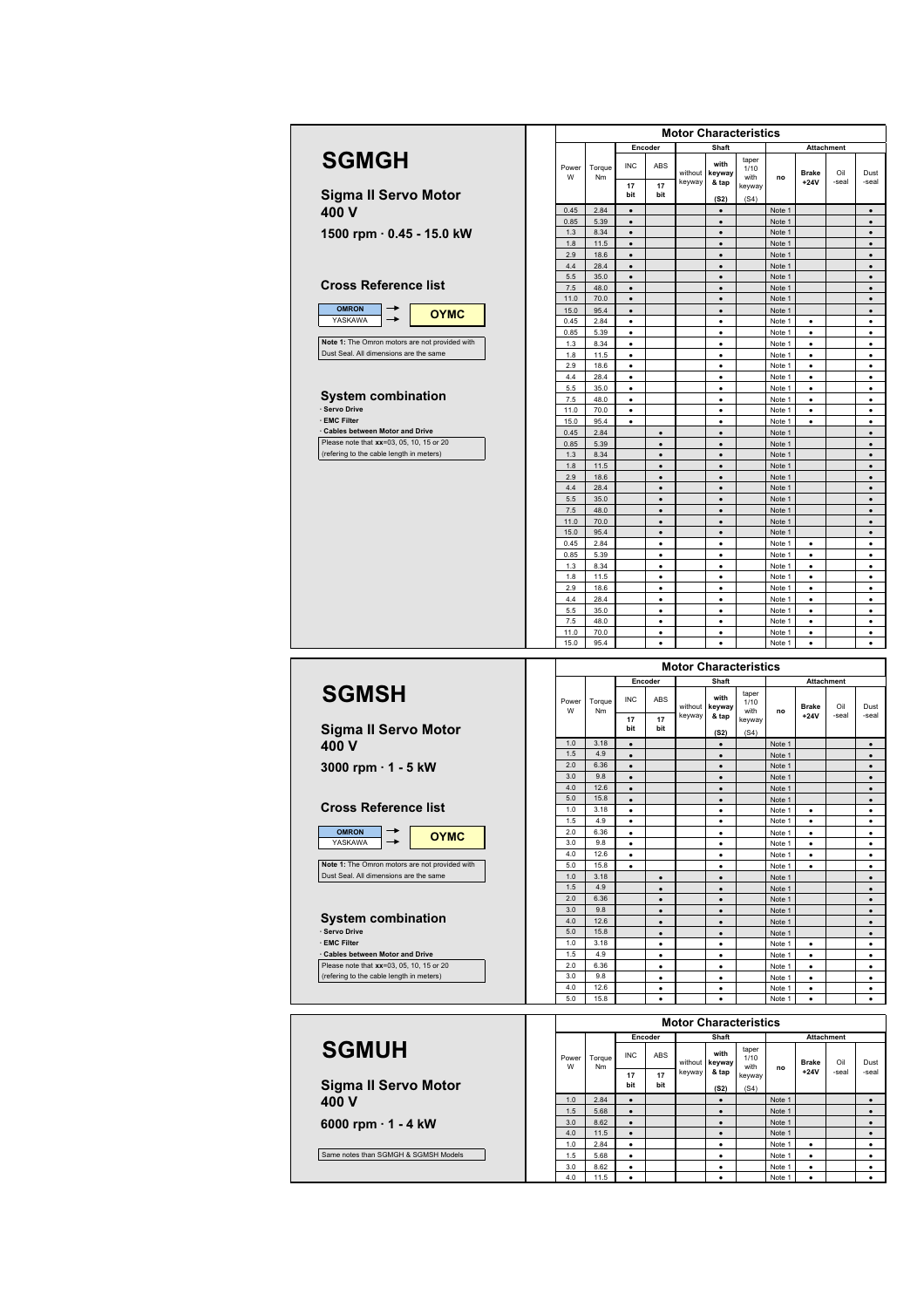# SGMGH

## Sigma II Servo Motor 400 V

### 1500 rpm · 0.45 - 15.0 kW

### Cross Reference list

| OMRON | → | OYMC |
|---|---|---|
| YASKAWA | → | |

**Note 1:** The Omron motors are not provided with Dust Seal. All dimensions are the same

### System combination

- **Servo Drive**
- **EMC Filter**
- **Cables between Motor and Drive**

Please note that **xx**=03, 05, 10, 15 or 20 (refering to the cable length in meters)

| Motor Characteristics | | | | | | | | | | |
|---|---|---|---|---|---|---|---|---|---|---|
| | | Encoder | | Shaft | | | Attachment | | | |
| Power W | Torque Nm | INC 17 bit | ABS 17 bit | without keyway | with keyway & tap (S2) | taper 1/10 with keyway (S4) | no | Brake +24V | Oil -seal | Dust -seal |
| 0.45 | 2.84 | • | | | • | | Note 1 | | | • |
| 0.85 | 5.39 | • | | | • | | Note 1 | | | • |
| 1.3 | 8.34 | • | | | • | | Note 1 | | | • |
| 1.8 | 11.5 | • | | | • | | Note 1 | | | • |
| 2.9 | 18.6 | • | | | • | | Note 1 | | | • |
| 4.4 | 28.4 | • | | | • | | Note 1 | | | • |
| 5.5 | 35.0 | • | | | • | | Note 1 | | | • |
| 7.5 | 48.0 | • | | | • | | Note 1 | | | • |
| 11.0 | 70.0 | • | | | • | | Note 1 | | | • |
| 15.0 | 95.4 | • | | | • | | Note 1 | | | • |
| 0.45 | 2.84 | • | | | • | | Note 1 | • | | • |
| 0.85 | 5.39 | • | | | • | | Note 1 | • | | • |
| 1.3 | 8.34 | • | | | • | | Note 1 | • | | • |
| 1.8 | 11.5 | • | | | • | | Note 1 | • | | • |
| 2.9 | 18.6 | • | | | • | | Note 1 | • | | • |
| 4.4 | 28.4 | • | | | • | | Note 1 | • | | • |
| 5.5 | 35.0 | • | | | • | | Note 1 | • | | • |
| 7.5 | 48.0 | • | | | • | | Note 1 | • | | • |
| 11.0 | 70.0 | • | | | • | | Note 1 | • | | • |
| 15.0 | 95.4 | • | | | • | | Note 1 | • | | • |
| 0.45 | 2.84 | | • | | • | | Note 1 | | | • |
| 0.85 | 5.39 | | • | | • | | Note 1 | | | • |
| 1.3 | 8.34 | | • | | • | | Note 1 | | | • |
| 1.8 | 11.5 | | • | | • | | Note 1 | | | • |
| 2.9 | 18.6 | | • | | • | | Note 1 | | | • |
| 4.4 | 28.4 | | • | | • | | Note 1 | | | • |
| 5.5 | 35.0 | | • | | • | | Note 1 | | | • |
| 7.5 | 48.0 | | • | | • | | Note 1 | | | • |
| 11.0 | 70.0 | | • | | • | | Note 1 | | | • |
| 15.0 | 95.4 | | • | | • | | Note 1 | | | • |
| 0.45 | 2.84 | | • | | • | | Note 1 | • | | • |
| 0.85 | 5.39 | | • | | • | | Note 1 | • | | • |
| 1.3 | 8.34 | | • | | • | | Note 1 | • | | • |
| 1.8 | 11.5 | | • | | • | | Note 1 | • | | • |
| 2.9 | 18.6 | | • | | • | | Note 1 | • | | • |
| 4.4 | 28.4 | | • | | • | | Note 1 | • | | • |
| 5.5 | 35.0 | | • | | • | | Note 1 | • | | • |
| 7.5 | 48.0 | | • | | • | | Note 1 | • | | • |
| 11.0 | 70.0 | | • | | • | | Note 1 | • | | • |
| 15.0 | 95.4 | | • | | • | | Note 1 | • | | • |

# SGMSH

## Sigma II Servo Motor 400 V

### 3000 rpm · 1 - 5 kW

### Cross Reference list

| OMRON | → | OYMC |
|---|---|---|
| YASKAWA | → | |

**Note 1:** The Omron motors are not provided with Dust Seal. All dimensions are the same

### System combination

- **Servo Drive**
- **EMC Filter**
- **Cables between Motor and Drive**

Please note that **xx**=03, 05, 10, 15 or 20 (refering to the cable length in meters)

| Motor Characteristics | | | | | | | | | | |
|---|---|---|---|---|---|---|---|---|---|---|
| | | Encoder | | Shaft | | | Attachment | | | |
| Power W | Torque Nm | INC 17 bit | ABS 17 bit | without keyway | with keyway & tap (S2) | taper 1/10 with keyway (S4) | no | Brake +24V | Oil -seal | Dust -seal |
| 1.0 | 3.18 | • | | | • | | Note 1 | | | • |
| 1.5 | 4.9 | • | | | • | | Note 1 | | | • |
| 2.0 | 6.36 | • | | | • | | Note 1 | | | • |
| 3.0 | 9.8 | • | | | • | | Note 1 | | | • |
| 4.0 | 12.6 | • | | | • | | Note 1 | | | • |
| 5.0 | 15.8 | • | | | • | | Note 1 | | | • |
| 1.0 | 3.18 | • | | | • | | Note 1 | • | | • |
| 1.5 | 4.9 | • | | | • | | Note 1 | • | | • |
| 2.0 | 6.36 | • | | | • | | Note 1 | • | | • |
| 3.0 | 9.8 | • | | | • | | Note 1 | • | | • |
| 4.0 | 12.6 | • | | | • | | Note 1 | • | | • |
| 5.0 | 15.8 | • | | | • | | Note 1 | • | | • |
| 1.0 | 3.18 | | • | | • | | Note 1 | | | • |
| 1.5 | 4.9 | | • | | • | | Note 1 | | | • |
| 2.0 | 6.36 | | • | | • | | Note 1 | | | • |
| 3.0 | 9.8 | | • | | • | | Note 1 | | | • |
| 4.0 | 12.6 | | • | | • | | Note 1 | | | • |
| 5.0 | 15.8 | | • | | • | | Note 1 | | | • |
| 1.0 | 3.18 | | • | | • | | Note 1 | • | | • |
| 1.5 | 4.9 | | • | | • | | Note 1 | • | | • |
| 2.0 | 6.36 | | • | | • | | Note 1 | • | | • |
| 3.0 | 9.8 | | • | | • | | Note 1 | • | | • |
| 4.0 | 12.6 | | • | | • | | Note 1 | • | | • |
| 5.0 | 15.8 | | • | | • | | Note 1 | • | | • |

# SGMUH

## Sigma II Servo Motor 400 V

### 6000 rpm · 1 - 4 kW

Same notes than SGMGH & SGMSH Models

| Motor Characteristics | | | | | | | | | | |
|---|---|---|---|---|---|---|---|---|---|---|
| | | Encoder | | Shaft | | | Attachment | | | |
| Power W | Torque Nm | INC 17 bit | ABS 17 bit | without keyway | with keyway & tap (S2) | taper 1/10 with keyway (S4) | no | Brake +24V | Oil -seal | Dust -seal |
| 1.0 | 2.84 | • | | | • | | Note 1 | | | • |
| 1.5 | 5.68 | • | | | • | | Note 1 | | | • |
| 3.0 | 8.62 | • | | | • | | Note 1 | | | • |
| 4.0 | 11.5 | • | | | • | | Note 1 | | | • |
| 1.0 | 2.84 | • | | | • | | Note 1 | • | | • |
| 1.5 | 5.68 | • | | | • | | Note 1 | • | | • |
| 3.0 | 8.62 | • | | | • | | Note 1 | • | | • |
| 4.0 | 11.5 | • | | | • | | Note 1 | • | | • |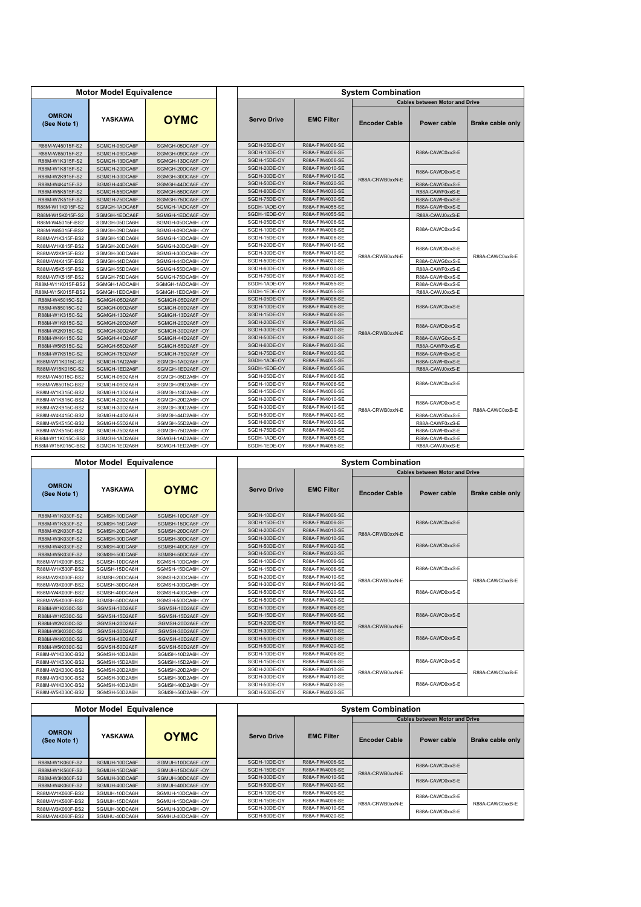| Motor Model Equivalence | | | System Combination | | | | |
|---|---|---|---|---|---|---|---|
| | | | | | | Cables between Motor and Drive | |
| OMRON (See Note 1) | YASKAWA | OYMC | Servo Drive | EMC Filter | Encoder Cable | Power cable | Brake cable only |
| R88M-W45015F-S2 | SGMGH-05DCA6F | SGMGH-05DCA6F -OY | SGDH-05DE-OY | R88A-FIW4006-SE | R88A-CRWB0xxN-E | R88A-CAWC0xxS-E | |
| R88M-W85015F-S2 | SGMGH-09DCA6F | SGMGH-09DCA6F -OY | SGDH-10DE-OY | R88A-FIW4006-SE | | | |
| R88M-W1K315F-S2 | SGMGH-13DCA6F | SGMGH-13DCA6F -OY | SGDH-15DE-OY | R88A-FIW4006-SE | | | |
| R88M-W1K815F-S2 | SGMGH-20DCA6F | SGMGH-20DCA6F -OY | SGDH-20DE-OY | R88A-FIW4010-SE | | R88A-CAWD0xxS-E | |
| R88M-W2K915F-S2 | SGMGH-30DCA6F | SGMGH-30DCA6F -OY | SGDH-30DE-OY | R88A-FIW4010-SE | | | |
| R88M-W4K415F-S2 | SGMGH-44DCA6F | SGMGH-44DCA6F -OY | SGDH-50DE-OY | R88A-FIW4020-SE | | R88A-CAWG0xxS-E | |
| R88M-W5K515F-S2 | SGMGH-55DCA6F | SGMGH-55DCA6F -OY | SGDH-60DE-OY | R88A-FIW4030-SE | | R88A-CAWF0xxS-E | |
| R88M-W7K515F-S2 | SGMGH-75DCA6F | SGMGH-75DCA6F -OY | SGDH-75DE-OY | R88A-FIW4030-SE | | R88A-CAWH0xxS-E | |
| R88M-W11K015F-S2 | SGMGH-1ADCA6F | SGMGH-1ADCA6F -OY | SGDH-1ADE-OY | R88A-FIW4055-SE | | R88A-CAWH0xxS-E | |
| R88M-W15K015F-S2 | SGMGH-1EDCA6F | SGMGH-1EDCA6F -OY | SGDH-1EDE-OY | R88A-FIW4055-SE | | R88A-CAWJ0xxS-E | |
| R88M-W45015F-BS2 | SGMGH-05DCA6H | SGMGH-05DCA6H -OY | SGDH-05DE-OY | R88A-FIW4006-SE | R88A-CRWB0xxN-E | R88A-CAWC0xxS-E | R88A-CAWC0xxB-E |
| R88M-W85015F-BS2 | SGMGH-09DCA6H | SGMGH-09DCA6H -OY | SGDH-10DE-OY | R88A-FIW4006-SE | | | |
| R88M-W1K315F-BS2 | SGMGH-13DCA6H | SGMGH-13DCA6H -OY | SGDH-15DE-OY | R88A-FIW4006-SE | | | |
| R88M-W1K815F-BS2 | SGMGH-20DCA6H | SGMGH-20DCA6H -OY | SGDH-20DE-OY | R88A-FIW4010-SE | | R88A-CAWD0xxS-E | |
| R88M-W2K915F-BS2 | SGMGH-30DCA6H | SGMGH-30DCA6H -OY | SGDH-30DE-OY | R88A-FIW4010-SE | | | |
| R88M-W4K415F-BS2 | SGMGH-44DCA6H | SGMGH-44DCA6H -OY | SGDH-50DE-OY | R88A-FIW4020-SE | | R88A-CAWG0xxS-E | |
| R88M-W5K515F-BS2 | SGMGH-55DCA6H | SGMGH-55DCA6H -OY | SGDH-60DE-OY | R88A-FIW4030-SE | | R88A-CAWF0xxS-E | |
| R88M-W7K515F-BS2 | SGMGH-75DCA6H | SGMGH-75DCA6H -OY | SGDH-75DE-OY | R88A-FIW4030-SE | | R88A-CAWH0xxS-E | |
| R88M-W11K015F-BS2 | SGMGH-1ADCA6H | SGMGH-1ADCA6H -OY | SGDH-1ADE-OY | R88A-FIW4055-SE | | R88A-CAWH0xxS-E | |
| R88M-W15K015F-BS2 | SGMGH-1EDCA6H | SGMGH-1EDCA6H -OY | SGDH-1EDE-OY | R88A-FIW4055-SE | | R88A-CAWJ0xxS-E | |
| R88M-W45015C-S2 | SGMGH-05D2A6F | SGMGH-05D2A6F -OY | SGDH-05DE-OY | R88A-FIW4006-SE | R88A-CRWB0xxN-E | R88A-CAWC0xxS-E | |
| R88M-W85015C-S2 | SGMGH-09D2A6F | SGMGH-09D2A6F -OY | SGDH-10DE-OY | R88A-FIW4006-SE | | | |
| R88M-W1K315C-S2 | SGMGH-13D2A6F | SGMGH-13D2A6F -OY | SGDH-15DE-OY | R88A-FIW4006-SE | | | |
| R88M-W1K815C-S2 | SGMGH-20D2A6F | SGMGH-20D2A6F -OY | SGDH-20DE-OY | R88A-FIW4010-SE | | R88A-CAWD0xxS-E | |
| R88M-W2K915C-S2 | SGMGH-30D2A6F | SGMGH-30D2A6F -OY | SGDH-30DE-OY | R88A-FIW4010-SE | | | |
| R88M-W4K415C-S2 | SGMGH-44D2A6F | SGMGH-44D2A6F -OY | SGDH-50DE-OY | R88A-FIW4020-SE | | R88A-CAWG0xxS-E | |
| R88M-W5K515C-S2 | SGMGH-55D2A6F | SGMGH-55D2A6F -OY | SGDH-60DE-OY | R88A-FIW4030-SE | | R88A-CAWF0xxS-E | |
| R88M-W7K515C-S2 | SGMGH-75D2A6F | SGMGH-75D2A6F -OY | SGDH-75DE-OY | R88A-FIW4030-SE | | R88A-CAWH0xxS-E | |
| R88M-W11K015C-S2 | SGMGH-1AD2A6F | SGMGH-1AD2A6F -OY | SGDH-1ADE-OY | R88A-FIW4055-SE | | R88A-CAWH0xxS-E | |
| R88M-W15K015C-S2 | SGMGH-1ED2A6F | SGMGH-1ED2A6F -OY | SGDH-1EDE-OY | R88A-FIW4055-SE | | R88A-CAWJ0xxS-E | |
| R88M-W45015C-BS2 | SGMGH-05D2A6H | SGMGH-05D2A6H -OY | SGDH-05DE-OY | R88A-FIW4006-SE | R88A-CRWB0xxN-E | R88A-CAWC0xxS-E | R88A-CAWC0xxB-E |
| R88M-W85015C-BS2 | SGMGH-09D2A6H | SGMGH-09D2A6H -OY | SGDH-10DE-OY | R88A-FIW4006-SE | | | |
| R88M-W1K315C-BS2 | SGMGH-13D2A6H | SGMGH-13D2A6H -OY | SGDH-15DE-OY | R88A-FIW4006-SE | | | |
| R88M-W1K815C-BS2 | SGMGH-20D2A6H | SGMGH-20D2A6H -OY | SGDH-20DE-OY | R88A-FIW4010-SE | | R88A-CAWD0xxS-E | |
| R88M-W2K915C-BS2 | SGMGH-30D2A6H | SGMGH-30D2A6H -OY | SGDH-30DE-OY | R88A-FIW4010-SE | | | |
| R88M-W4K415C-BS2 | SGMGH-44D2A6H | SGMGH-44D2A6H -OY | SGDH-50DE-OY | R88A-FIW4020-SE | | R88A-CAWG0xxS-E | |
| R88M-W5K515C-BS2 | SGMGH-55D2A6H | SGMGH-55D2A6H -OY | SGDH-60DE-OY | R88A-FIW4030-SE | | R88A-CAWF0xxS-E | |
| R88M-W7K515C-BS2 | SGMGH-75D2A6H | SGMGH-75D2A6H -OY | SGDH-75DE-OY | R88A-FIW4030-SE | | R88A-CAWH0xxS-E | |
| R88M-W11K015C-BS2 | SGMGH-1AD2A6H | SGMGH-1AD2A6H -OY | SGDH-1ADE-OY | R88A-FIW4055-SE | | R88A-CAWH0xxS-E | |
| R88M-W15K015C-BS2 | SGMGH-1ED2A6H | SGMGH-1ED2A6H -OY | SGDH-1EDE-OY | R88A-FIW4055-SE | | R88A-CAWJ0xxS-E | |

| Motor Model Equivalence | | | System Combination | | | | |
|---|---|---|---|---|---|---|---|
| | | | | | | Cables between Motor and Drive | |
| OMRON (See Note 1) | YASKAWA | OYMC | Servo Drive | EMC Filter | Encoder Cable | Power cable | Brake cable only |
| R88M-W1K030F-S2 | SGMSH-10DCA6F | SGMSH-10DCA6F -OY | SGDH-10DE-OY | R88A-FIW4006-SE | R88A-CRWB0xxN-E | R88A-CAWC0xxS-E | |
| R88M-W1K530F-S2 | SGMSH-15DCA6F | SGMSH-15DCA6F -OY | SGDH-15DE-OY | R88A-FIW4006-SE | | | |
| R88M-W2K030F-S2 | SGMSH-20DCA6F | SGMSH-20DCA6F -OY | SGDH-20DE-OY | R88A-FIW4010-SE | | | |
| R88M-W3K030F-S2 | SGMSH-30DCA6F | SGMSH-30DCA6F -OY | SGDH-30DE-OY | R88A-FIW4010-SE | | R88A-CAWD0xxS-E | |
| R88M-W4K030F-S2 | SGMSH-40DCA6F | SGMSH-40DCA6F -OY | SGDH-50DE-OY | R88A-FIW4020-SE | | | |
| R88M-W5K030F-S2 | SGMSH-50DCA6F | SGMSH-50DCA6F -OY | SGDH-50DE-OY | R88A-FIW4020-SE | | | |
| R88M-W1K030F-BS2 | SGMSH-10DCA6H | SGMSH-10DCA6H -OY | SGDH-10DE-OY | R88A-FIW4006-SE | R88A-CRWB0xxN-E | R88A-CAWC0xxS-E | R88A-CAWC0xxB-E |
| R88M-W1K530F-BS2 | SGMSH-15DCA6H | SGMSH-15DCA6H -OY | SGDH-15DE-OY | R88A-FIW4006-SE | | | |
| R88M-W2K030F-BS2 | SGMSH-20DCA6H | SGMSH-20DCA6H -OY | SGDH-20DE-OY | R88A-FIW4010-SE | | | |
| R88M-W3K030F-BS2 | SGMSH-30DCA6H | SGMSH-30DCA6H -OY | SGDH-30DE-OY | R88A-FIW4010-SE | | R88A-CAWD0xxS-E | |
| R88M-W4K030F-BS2 | SGMSH-40DCA6H | SGMSH-40DCA6H -OY | SGDH-50DE-OY | R88A-FIW4020-SE | | | |
| R88M-W5K030F-BS2 | SGMSH-50DCA6H | SGMSH-50DCA6H -OY | SGDH-50DE-OY | R88A-FIW4020-SE | | | |
| R88M-W1K030C-S2 | SGMSH-10D2A6F | SGMSH-10D2A6F -OY | SGDH-10DE-OY | R88A-FIW4006-SE | R88A-CRWB0xxN-E | R88A-CAWC0xxS-E | |
| R88M-W1K530C-S2 | SGMSH-15D2A6F | SGMSH-15D2A6F -OY | SGDH-15DE-OY | R88A-FIW4006-SE | | | |
| R88M-W2K030C-S2 | SGMSH-20D2A6F | SGMSH-20D2A6F -OY | SGDH-20DE-OY | R88A-FIW4010-SE | | | |
| R88M-W3K030C-S2 | SGMSH-30D2A6F | SGMSH-30D2A6F -OY | SGDH-30DE-OY | R88A-FIW4010-SE | | R88A-CAWD0xxS-E | |
| R88M-W4K030C-S2 | SGMSH-40D2A6F | SGMSH-40D2A6F -OY | SGDH-50DE-OY | R88A-FIW4020-SE | | | |
| R88M-W5K030C-S2 | SGMSH-50D2A6F | SGMSH-50D2A6F -OY | SGDH-50DE-OY | R88A-FIW4020-SE | | | |
| R88M-W1K030C-BS2 | SGMSH-10D2A6H | SGMSH-10D2A6H -OY | SGDH-10DE-OY | R88A-FIW4006-SE | R88A-CRWB0xxN-E | R88A-CAWC0xxS-E | R88A-CAWC0xxB-E |
| R88M-W1K530C-BS2 | SGMSH-15D2A6H | SGMSH-15D2A6H -OY | SGDH-15DE-OY | R88A-FIW4006-SE | | | |
| R88M-W2K030C-BS2 | SGMSH-20D2A6H | SGMSH-20D2A6H -OY | SGDH-20DE-OY | R88A-FIW4010-SE | | | |
| R88M-W3K030C-BS2 | SGMSH-30D2A6H | SGMSH-30D2A6H -OY | SGDH-30DE-OY | R88A-FIW4010-SE | | R88A-CAWD0xxS-E | |
| R88M-W4K030C-BS2 | SGMSH-40D2A6H | SGMSH-40D2A6H -OY | SGDH-50DE-OY | R88A-FIW4020-SE | | | |
| R88M-W5K030C-BS2 | SGMSH-50D2A6H | SGMSH-50D2A6H -OY | SGDH-50DE-OY | R88A-FIW4020-SE | | | |

| Motor Model Equivalence | | | System Combination | | | | |
|---|---|---|---|---|---|---|---|
| | | | | | | Cables between Motor and Drive | |
| OMRON (See Note 1) | YASKAWA | OYMC | Servo Drive | EMC Filter | Encoder Cable | Power cable | Brake cable only |
| R88M-W1K060F-S2 | SGMUH-10DCA6F | SGMUH-10DCA6F -OY | SGDH-10DE-OY | R88A-FIW4006-SE | R88A-CRWB0xxN-E | R88A-CAWC0xxS-E | |
| R88M-W1K560F-S2 | SGMUH-15DCA6F | SGMUH-15DCA6F -OY | SGDH-15DE-OY | R88A-FIW4006-SE | | | |
| R88M-W3K060F-S2 | SGMUH-30DCA6F | SGMUH-30DCA6F -OY | SGDH-30DE-OY | R88A-FIW4010-SE | | R88A-CAWD0xxS-E | |
| R88M-W4K060F-S2 | SGMUH-40DCA6F | SGMUH-40DCA6F -OY | SGDH-50DE-OY | R88A-FIW4020-SE | | | |
| R88M-W1K060F-BS2 | SGMUH-10DCA6H | SGMUH-10DCA6H -OY | SGDH-10DE-OY | R88A-FIW4006-SE | R88A-CRWB0xxN-E | R88A-CAWC0xxS-E | R88A-CAWC0xxB-E |
| R88M-W1K560F-BS2 | SGMUH-15DCA6H | SGMUH-15DCA6H -OY | SGDH-15DE-OY | R88A-FIW4006-SE | | | |
| R88M-W3K060F-BS2 | SGMUH-30DCA6H | SGMUH-30DCA6H -OY | SGDH-30DE-OY | R88A-FIW4010-SE | | R88A-CAWD0xxS-E | |
| R88M-W4K060F-BS2 | SGMHU-40DCA6H | SGMHU-40DCA6H -OY | SGDH-50DE-OY | R88A-FIW4020-SE | | | |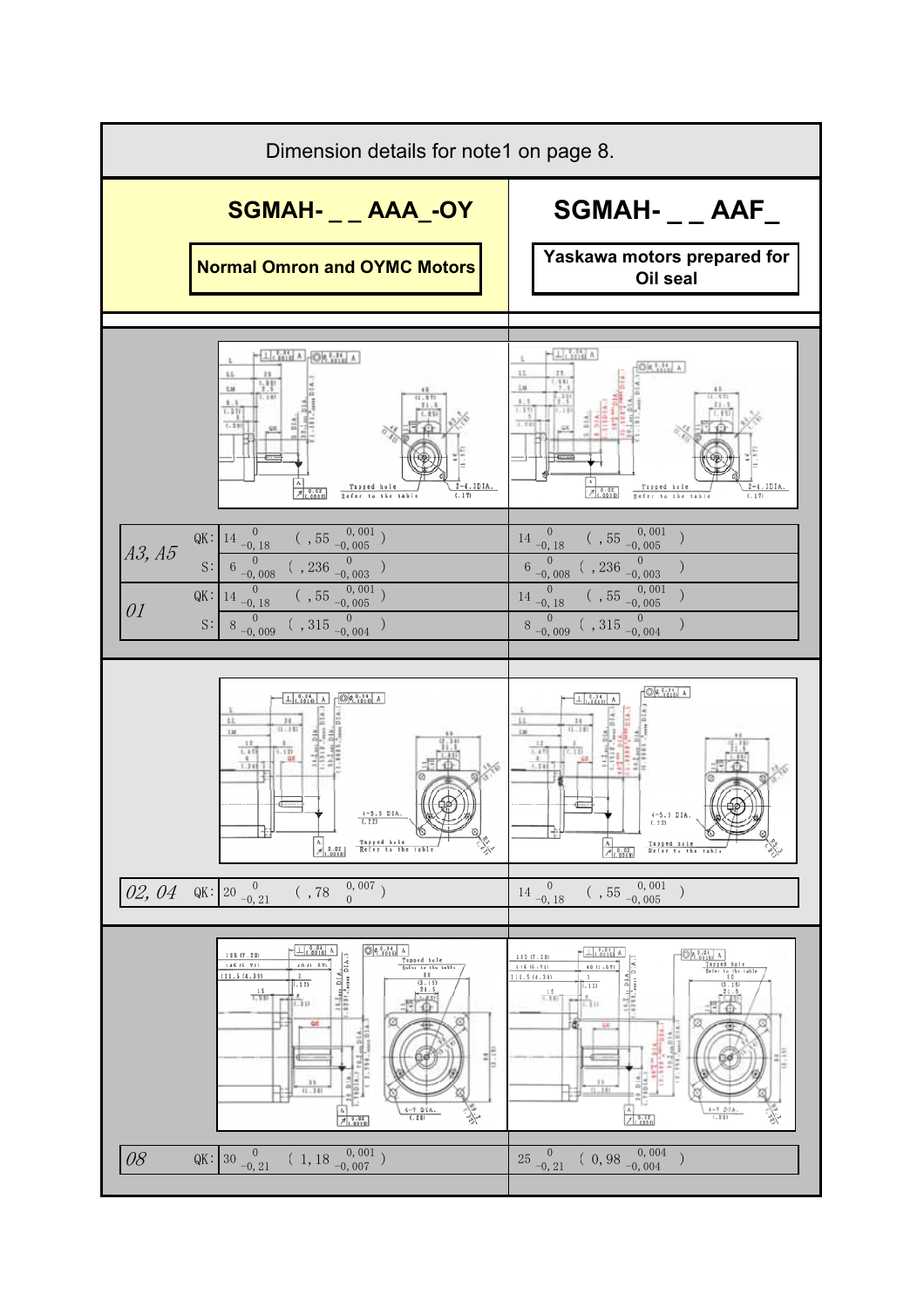Dimension details for note1 on page 8.

| | SGMAH- _ _ AAA_-OY | SGMAH- _ _ AAF_ |
|---|---|---|
| | **Normal Omron and OYMC Motors** | **Yaskawa motors prepared for Oil seal** |

| Model | | SGMAH- _ _ AAA_-OY | SGMAH- _ _ AAF_ |
|---|---|---|---|
| A3, A5 | QK: | $14\,^{0}_{-0,18}$ ( ,55 $^{0,001}_{-0,005}$ ) | $14\,^{0}_{-0,18}$ ( ,55 $^{0,001}_{-0,005}$ ) |
| | S: | $6\,^{0}_{-0,008}$ ( ,236 $^{0}_{-0,003}$ ) | $6\,^{0}_{-0,008}$ ( ,236 $^{0}_{-0,003}$ ) |
| 01 | QK: | $14\,^{0}_{-0,18}$ ( ,55 $^{0,001}_{-0,005}$ ) | $14\,^{0}_{-0,18}$ ( ,55 $^{0,001}_{-0,005}$ ) |
| | S: | $8\,^{0}_{-0,009}$ ( ,315 $^{0}_{-0,004}$ ) | $8\,^{0}_{-0,009}$ ( ,315 $^{0}_{-0,004}$ ) |
| 02, 04 | QK: | $20\,^{0}_{-0,21}$ ( ,78 $^{0,007}_{0}$ ) | $14\,^{0}_{-0,18}$ ( ,55 $^{0,001}_{-0,005}$ ) |
| 08 | QK: | $30\,^{0}_{-0,21}$ ( 1,18 $^{0,001}_{-0,007}$ ) | $25\,^{0}_{-0,21}$ ( 0,98 $^{0,004}_{-0,004}$ ) |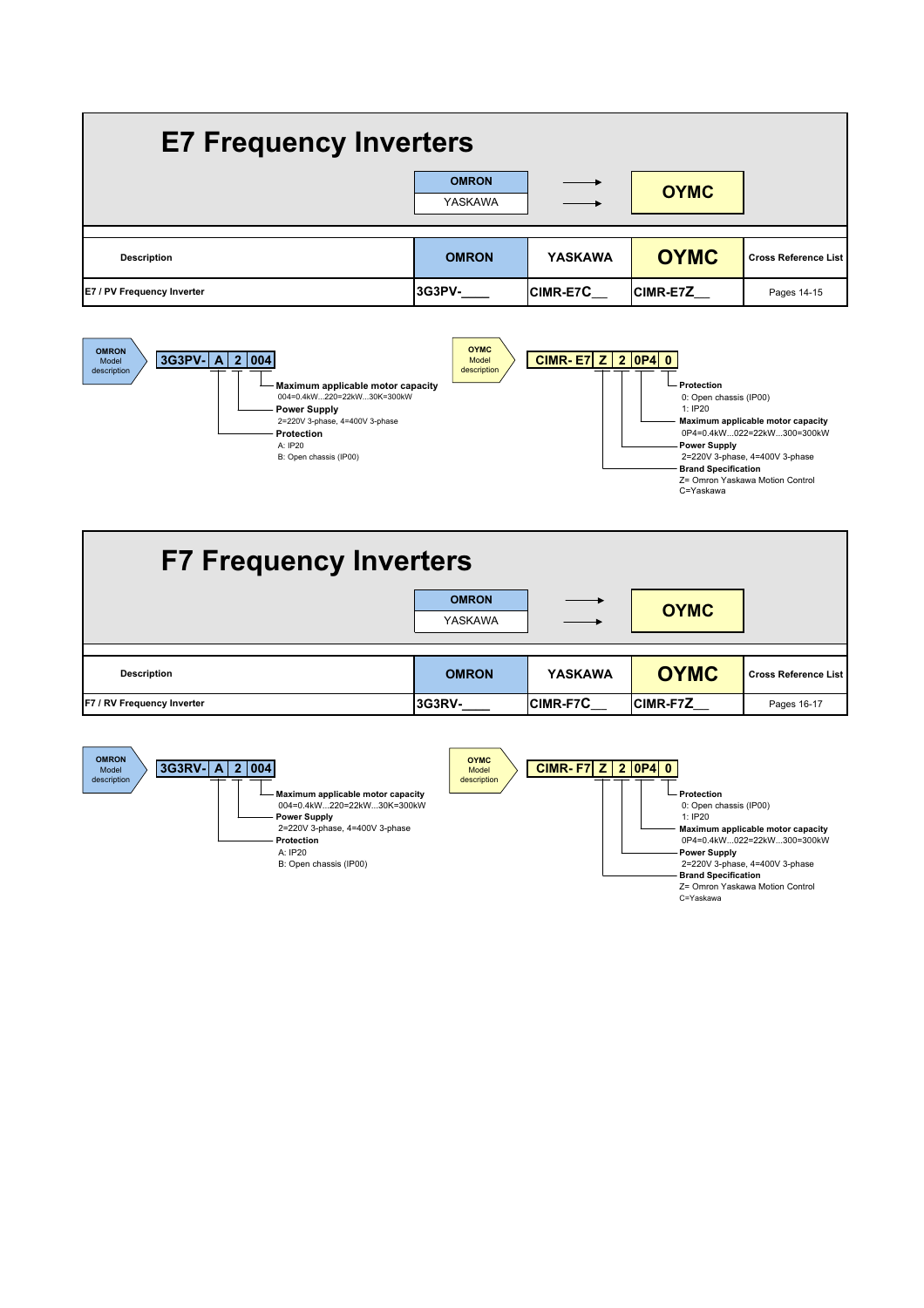# E7 Frequency Inverters

| OMRON | → | OYMC |
|---|---|---|
| YASKAWA | → | |

| Description | OMRON | YASKAWA | OYMC | Cross Reference List |
|---|---|---|---|---|
| E7 / PV Frequency Inverter | 3G3PV-____ | CIMR-E7C__ | CIMR-E7Z__ | Pages 14-15 |

**OMRON Model description**

3G3PV- | A | 2 | 004

- **Maximum applicable motor capacity**
  004=0.4kW...220=22kW...30K=300kW
- **Power Supply**
  2=220V 3-phase, 4=400V 3-phase
- **Protection**
  A: IP20
  B: Open chassis (IP00)

**OYMC Model description**

CIMR- E7 | Z | 2 | 0P4 | 0

- **Protection**
  0: Open chassis (IP00)
  1: IP20
- **Maximum applicable motor capacity**
  0P4=0.4kW...022=22kW...300=300kW
- **Power Supply**
  2=220V 3-phase, 4=400V 3-phase
- **Brand Specification**
  Z= Omron Yaskawa Motion Control
  C=Yaskawa

# F7 Frequency Inverters

| OMRON | → | OYMC |
|---|---|---|
| YASKAWA | → | |

| Description | OMRON | YASKAWA | OYMC | Cross Reference List |
|---|---|---|---|---|
| F7 / RV Frequency Inverter | 3G3RV-____ | CIMR-F7C__ | CIMR-F7Z__ | Pages 16-17 |

**OMRON Model description**

3G3RV- | A | 2 | 004

- **Maximum applicable motor capacity**
  004=0.4kW...220=22kW...30K=300kW
- **Power Supply**
  2=220V 3-phase, 4=400V 3-phase
- **Protection**
  A: IP20
  B: Open chassis (IP00)

**OYMC Model description**

CIMR- F7 | Z | 2 | 0P4 | 0

- **Protection**
  0: Open chassis (IP00)
  1: IP20
- **Maximum applicable motor capacity**
  0P4=0.4kW...022=22kW...300=300kW
- **Power Supply**
  2=220V 3-phase, 4=400V 3-phase
- **Brand Specification**
  Z= Omron Yaskawa Motion Control
  C=Yaskawa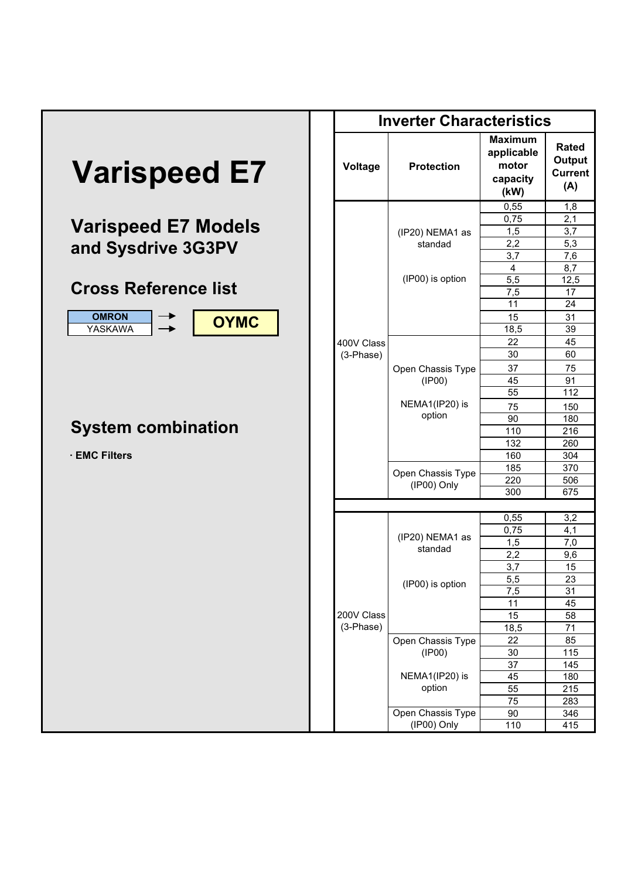# Varispeed E7

## Varispeed E7 Models and Sysdrive 3G3PV

## Cross Reference list

| OMRON | → | OYMC |
|---|---|---|
| YASKAWA | → | |

## System combination

· **EMC Filters**

### Inverter Characteristics

| Voltage | Protection | Maximum applicable motor capacity (kW) | Rated Output Current (A) |
|---|---|---|---|
| 400V Class (3-Phase) | (IP20) NEMA1 as standad<br><br>(IP00) is option | 0,55 | 1,8 |
| | | 0,75 | 2,1 |
| | | 1,5 | 3,7 |
| | | 2,2 | 5,3 |
| | | 3,7 | 7,6 |
| | | 4 | 8,7 |
| | | 5,5 | 12,5 |
| | | 7,5 | 17 |
| | | 11 | 24 |
| | | 15 | 31 |
| | | 18,5 | 39 |
| | Open Chassis Type (IP00)<br><br>NEMA1(IP20) is option | 22 | 45 |
| | | 30 | 60 |
| | | 37 | 75 |
| | | 45 | 91 |
| | | 55 | 112 |
| | | 75 | 150 |
| | | 90 | 180 |
| | | 110 | 216 |
| | | 132 | 260 |
| | | 160 | 304 |
| | Open Chassis Type (IP00) Only | 185 | 370 |
| | | 220 | 506 |
| | | 300 | 675 |
| 200V Class (3-Phase) | (IP20) NEMA1 as standad<br><br>(IP00) is option | 0,55 | 3,2 |
| | | 0,75 | 4,1 |
| | | 1,5 | 7,0 |
| | | 2,2 | 9,6 |
| | | 3,7 | 15 |
| | | 5,5 | 23 |
| | | 7,5 | 31 |
| | | 11 | 45 |
| | | 15 | 58 |
| | | 18,5 | 71 |
| | Open Chassis Type (IP00)<br><br>NEMA1(IP20) is option | 22 | 85 |
| | | 30 | 115 |
| | | 37 | 145 |
| | | 45 | 180 |
| | | 55 | 215 |
| | | 75 | 283 |
| | Open Chassis Type (IP00) Only | 90 | 346 |
| | | 110 | 415 |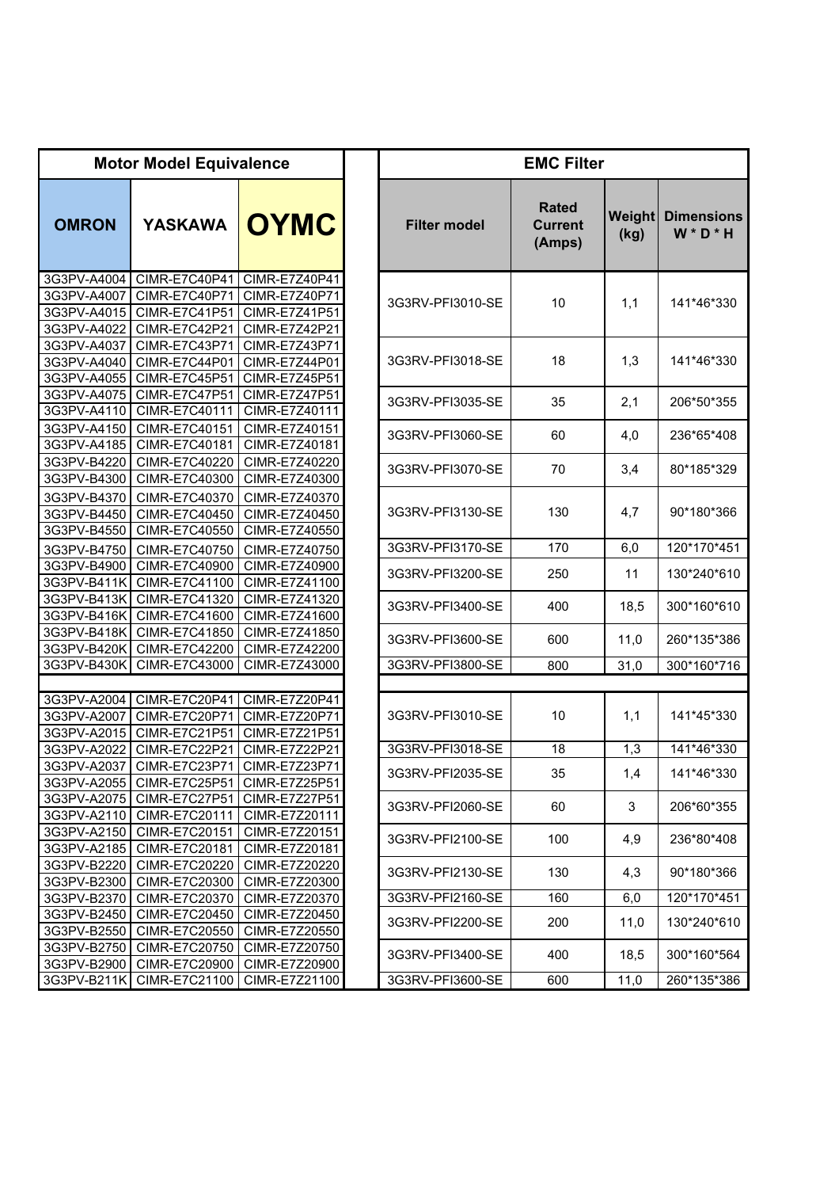| Motor Model Equivalence | | | EMC Filter | | | |
|---|---|---|---|---|---|---|
| OMRON | YASKAWA | OYMC | Filter model | Rated Current (Amps) | Weight (kg) | Dimensions W * D * H |
| 3G3PV-A4004 | CIMR-E7C40P41 | CIMR-E7Z40P41 | 3G3RV-PFI3010-SE | 10 | 1,1 | 141*46*330 |
| 3G3PV-A4007 | CIMR-E7C40P71 | CIMR-E7Z40P71 | | | | |
| 3G3PV-A4015 | CIMR-E7C41P51 | CIMR-E7Z41P51 | | | | |
| 3G3PV-A4022 | CIMR-E7C42P21 | CIMR-E7Z42P21 | | | | |
| 3G3PV-A4037 | CIMR-E7C43P71 | CIMR-E7Z43P71 | 3G3RV-PFI3018-SE | 18 | 1,3 | 141*46*330 |
| 3G3PV-A4040 | CIMR-E7C44P01 | CIMR-E7Z44P01 | | | | |
| 3G3PV-A4055 | CIMR-E7C45P51 | CIMR-E7Z45P51 | | | | |
| 3G3PV-A4075 | CIMR-E7C47P51 | CIMR-E7Z47P51 | 3G3RV-PFI3035-SE | 35 | 2,1 | 206*50*355 |
| 3G3PV-A4110 | CIMR-E7C40111 | CIMR-E7Z40111 | | | | |
| 3G3PV-A4150 | CIMR-E7C40151 | CIMR-E7Z40151 | 3G3RV-PFI3060-SE | 60 | 4,0 | 236*65*408 |
| 3G3PV-A4185 | CIMR-E7C40181 | CIMR-E7Z40181 | | | | |
| 3G3PV-B4220 | CIMR-E7C40220 | CIMR-E7Z40220 | 3G3RV-PFI3070-SE | 70 | 3,4 | 80*185*329 |
| 3G3PV-B4300 | CIMR-E7C40300 | CIMR-E7Z40300 | | | | |
| 3G3PV-B4370 | CIMR-E7C40370 | CIMR-E7Z40370 | 3G3RV-PFI3130-SE | 130 | 4,7 | 90*180*366 |
| 3G3PV-B4450 | CIMR-E7C40450 | CIMR-E7Z40450 | | | | |
| 3G3PV-B4550 | CIMR-E7C40550 | CIMR-E7Z40550 | | | | |
| 3G3PV-B4750 | CIMR-E7C40750 | CIMR-E7Z40750 | 3G3RV-PFI3170-SE | 170 | 6,0 | 120*170*451 |
| 3G3PV-B4900 | CIMR-E7C40900 | CIMR-E7Z40900 | 3G3RV-PFI3200-SE | 250 | 11 | 130*240*610 |
| 3G3PV-B411K | CIMR-E7C41100 | CIMR-E7Z41100 | | | | |
| 3G3PV-B413K | CIMR-E7C41320 | CIMR-E7Z41320 | 3G3RV-PFI3400-SE | 400 | 18,5 | 300*160*610 |
| 3G3PV-B416K | CIMR-E7C41600 | CIMR-E7Z41600 | | | | |
| 3G3PV-B418K | CIMR-E7C41850 | CIMR-E7Z41850 | 3G3RV-PFI3600-SE | 600 | 11,0 | 260*135*386 |
| 3G3PV-B420K | CIMR-E7C42200 | CIMR-E7Z42200 | | | | |
| 3G3PV-B430K | CIMR-E7C43000 | CIMR-E7Z43000 | 3G3RV-PFI3800-SE | 800 | 31,0 | 300*160*716 |
| | | | | | | |
| 3G3PV-A2004 | CIMR-E7C20P41 | CIMR-E7Z20P41 | 3G3RV-PFI3010-SE | 10 | 1,1 | 141*45*330 |
| 3G3PV-A2007 | CIMR-E7C20P71 | CIMR-E7Z20P71 | | | | |
| 3G3PV-A2015 | CIMR-E7C21P51 | CIMR-E7Z21P51 | | | | |
| 3G3PV-A2022 | CIMR-E7C22P21 | CIMR-E7Z22P21 | 3G3RV-PFI3018-SE | 18 | 1,3 | 141*46*330 |
| 3G3PV-A2037 | CIMR-E7C23P71 | CIMR-E7Z23P71 | 3G3RV-PFI2035-SE | 35 | 1,4 | 141*46*330 |
| 3G3PV-A2055 | CIMR-E7C25P51 | CIMR-E7Z25P51 | | | | |
| 3G3PV-A2075 | CIMR-E7C27P51 | CIMR-E7Z27P51 | 3G3RV-PFI2060-SE | 60 | 3 | 206*60*355 |
| 3G3PV-A2110 | CIMR-E7C20111 | CIMR-E7Z20111 | | | | |
| 3G3PV-A2150 | CIMR-E7C20151 | CIMR-E7Z20151 | 3G3RV-PFI2100-SE | 100 | 4,9 | 236*80*408 |
| 3G3PV-A2185 | CIMR-E7C20181 | CIMR-E7Z20181 | | | | |
| 3G3PV-B2220 | CIMR-E7C20220 | CIMR-E7Z20220 | 3G3RV-PFI2130-SE | 130 | 4,3 | 90*180*366 |
| 3G3PV-B2300 | CIMR-E7C20300 | CIMR-E7Z20300 | | | | |
| 3G3PV-B2370 | CIMR-E7C20370 | CIMR-E7Z20370 | 3G3RV-PFI2160-SE | 160 | 6,0 | 120*170*451 |
| 3G3PV-B2450 | CIMR-E7C20450 | CIMR-E7Z20450 | 3G3RV-PFI2200-SE | 200 | 11,0 | 130*240*610 |
| 3G3PV-B2550 | CIMR-E7C20550 | CIMR-E7Z20550 | | | | |
| 3G3PV-B2750 | CIMR-E7C20750 | CIMR-E7Z20750 | 3G3RV-PFI3400-SE | 400 | 18,5 | 300*160*564 |
| 3G3PV-B2900 | CIMR-E7C20900 | CIMR-E7Z20900 | | | | |
| 3G3PV-B211K | CIMR-E7C21100 | CIMR-E7Z21100 | 3G3RV-PFI3600-SE | 600 | 11,0 | 260*135*386 |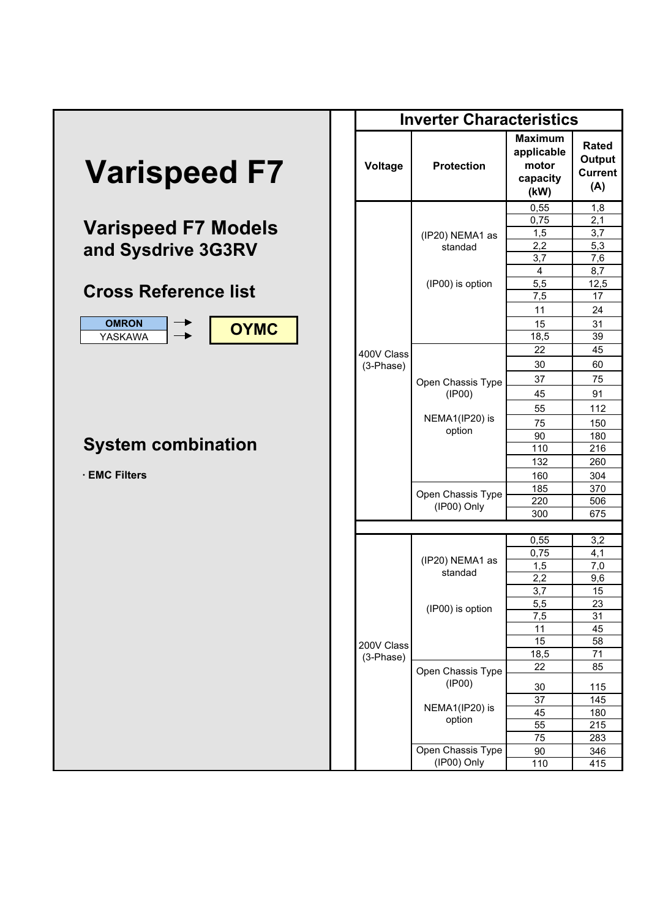# Varispeed F7

## Varispeed F7 Models and Sysdrive 3G3RV

## Cross Reference list

| | | |
|---|---|---|
| OMRON | → | OYMC |
| YASKAWA | → | |

## System combination

· **EMC Filters**

**Inverter Characteristics**

| Voltage | Protection | Maximum applicable motor capacity (kW) | Rated Output Current (A) |
|---|---|---|---|
| 400V Class (3-Phase) | (IP20) NEMA1 as standad<br>(IP00) is option | 0,55 | 1,8 |
| | | 0,75 | 2,1 |
| | | 1,5 | 3,7 |
| | | 2,2 | 5,3 |
| | | 3,7 | 7,6 |
| | | 4 | 8,7 |
| | | 5,5 | 12,5 |
| | | 7,5 | 17 |
| | | 11 | 24 |
| | | 15 | 31 |
| | | 18,5 | 39 |
| | Open Chassis Type (IP00)<br>NEMA1(IP20) is option | 22 | 45 |
| | | 30 | 60 |
| | | 37 | 75 |
| | | 45 | 91 |
| | | 55 | 112 |
| | | 75 | 150 |
| | | 90 | 180 |
| | | 110 | 216 |
| | | 132 | 260 |
| | | 160 | 304 |
| | Open Chassis Type (IP00) Only | 185 | 370 |
| | | 220 | 506 |
| | | 300 | 675 |
| 200V Class (3-Phase) | (IP20) NEMA1 as standad<br>(IP00) is option | 0,55 | 3,2 |
| | | 0,75 | 4,1 |
| | | 1,5 | 7,0 |
| | | 2,2 | 9,6 |
| | | 3,7 | 15 |
| | | 5,5 | 23 |
| | | 7,5 | 31 |
| | | 11 | 45 |
| | | 15 | 58 |
| | | 18,5 | 71 |
| | Open Chassis Type (IP00)<br>NEMA1(IP20) is option | 22 | 85 |
| | | 30 | 115 |
| | | 37 | 145 |
| | | 45 | 180 |
| | | 55 | 215 |
| | | 75 | 283 |
| | Open Chassis Type (IP00) Only | 90 | 346 |
| | | 110 | 415 |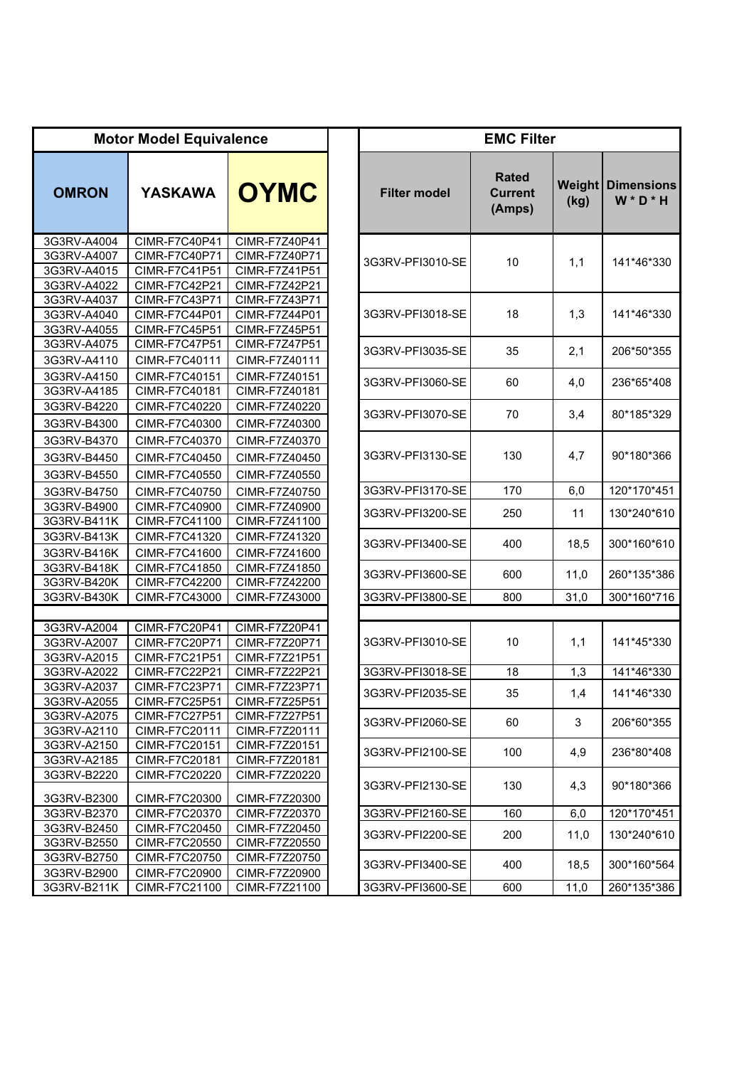| OMRON | YASKAWA | OYMC | Filter model | Rated Current (Amps) | Weight (kg) | Dimensions W * D * H |
|---|---|---|---|---|---|---|
| 3G3RV-A4004 | CIMR-F7C40P41 | CIMR-F7Z40P41 | 3G3RV-PFI3010-SE | 10 | 1,1 | 141*46*330 |
| 3G3RV-A4007 | CIMR-F7C40P71 | CIMR-F7Z40P71 | | | | |
| 3G3RV-A4015 | CIMR-F7C41P51 | CIMR-F7Z41P51 | | | | |
| 3G3RV-A4022 | CIMR-F7C42P21 | CIMR-F7Z42P21 | | | | |
| 3G3RV-A4037 | CIMR-F7C43P71 | CIMR-F7Z43P71 | 3G3RV-PFI3018-SE | 18 | 1,3 | 141*46*330 |
| 3G3RV-A4040 | CIMR-F7C44P01 | CIMR-F7Z44P01 | | | | |
| 3G3RV-A4055 | CIMR-F7C45P51 | CIMR-F7Z45P51 | | | | |
| 3G3RV-A4075 | CIMR-F7C47P51 | CIMR-F7Z47P51 | 3G3RV-PFI3035-SE | 35 | 2,1 | 206*50*355 |
| 3G3RV-A4110 | CIMR-F7C40111 | CIMR-F7Z40111 | | | | |
| 3G3RV-A4150 | CIMR-F7C40151 | CIMR-F7Z40151 | 3G3RV-PFI3060-SE | 60 | 4,0 | 236*65*408 |
| 3G3RV-A4185 | CIMR-F7C40181 | CIMR-F7Z40181 | | | | |
| 3G3RV-B4220 | CIMR-F7C40220 | CIMR-F7Z40220 | 3G3RV-PFI3070-SE | 70 | 3,4 | 80*185*329 |
| 3G3RV-B4300 | CIMR-F7C40300 | CIMR-F7Z40300 | | | | |
| 3G3RV-B4370 | CIMR-F7C40370 | CIMR-F7Z40370 | 3G3RV-PFI3130-SE | 130 | 4,7 | 90*180*366 |
| 3G3RV-B4450 | CIMR-F7C40450 | CIMR-F7Z40450 | | | | |
| 3G3RV-B4550 | CIMR-F7C40550 | CIMR-F7Z40550 | | | | |
| 3G3RV-B4750 | CIMR-F7C40750 | CIMR-F7Z40750 | 3G3RV-PFI3170-SE | 170 | 6,0 | 120*170*451 |
| 3G3RV-B4900 | CIMR-F7C40900 | CIMR-F7Z40900 | 3G3RV-PFI3200-SE | 250 | 11 | 130*240*610 |
| 3G3RV-B411K | CIMR-F7C41100 | CIMR-F7Z41100 | | | | |
| 3G3RV-B413K | CIMR-F7C41320 | CIMR-F7Z41320 | 3G3RV-PFI3400-SE | 400 | 18,5 | 300*160*610 |
| 3G3RV-B416K | CIMR-F7C41600 | CIMR-F7Z41600 | | | | |
| 3G3RV-B418K | CIMR-F7C41850 | CIMR-F7Z41850 | 3G3RV-PFI3600-SE | 600 | 11,0 | 260*135*386 |
| 3G3RV-B420K | CIMR-F7C42200 | CIMR-F7Z42200 | | | | |
| 3G3RV-B430K | CIMR-F7C43000 | CIMR-F7Z43000 | 3G3RV-PFI3800-SE | 800 | 31,0 | 300*160*716 |
| | | | | | | |
| 3G3RV-A2004 | CIMR-F7C20P41 | CIMR-F7Z20P41 | 3G3RV-PFI3010-SE | 10 | 1,1 | 141*45*330 |
| 3G3RV-A2007 | CIMR-F7C20P71 | CIMR-F7Z20P71 | | | | |
| 3G3RV-A2015 | CIMR-F7C21P51 | CIMR-F7Z21P51 | | | | |
| 3G3RV-A2022 | CIMR-F7C22P21 | CIMR-F7Z22P21 | 3G3RV-PFI3018-SE | 18 | 1,3 | 141*46*330 |
| 3G3RV-A2037 | CIMR-F7C23P71 | CIMR-F7Z23P71 | 3G3RV-PFI2035-SE | 35 | 1,4 | 141*46*330 |
| 3G3RV-A2055 | CIMR-F7C25P51 | CIMR-F7Z25P51 | | | | |
| 3G3RV-A2075 | CIMR-F7C27P51 | CIMR-F7Z27P51 | 3G3RV-PFI2060-SE | 60 | 3 | 206*60*355 |
| 3G3RV-A2110 | CIMR-F7C20111 | CIMR-F7Z20111 | | | | |
| 3G3RV-A2150 | CIMR-F7C20151 | CIMR-F7Z20151 | 3G3RV-PFI2100-SE | 100 | 4,9 | 236*80*408 |
| 3G3RV-A2185 | CIMR-F7C20181 | CIMR-F7Z20181 | | | | |
| 3G3RV-B2220 | CIMR-F7C20220 | CIMR-F7Z20220 | 3G3RV-PFI2130-SE | 130 | 4,3 | 90*180*366 |
| 3G3RV-B2300 | CIMR-F7C20300 | CIMR-F7Z20300 | | | | |
| 3G3RV-B2370 | CIMR-F7C20370 | CIMR-F7Z20370 | 3G3RV-PFI2160-SE | 160 | 6,0 | 120*170*451 |
| 3G3RV-B2450 | CIMR-F7C20450 | CIMR-F7Z20450 | 3G3RV-PFI2200-SE | 200 | 11,0 | 130*240*610 |
| 3G3RV-B2550 | CIMR-F7C20550 | CIMR-F7Z20550 | | | | |
| 3G3RV-B2750 | CIMR-F7C20750 | CIMR-F7Z20750 | 3G3RV-PFI3400-SE | 400 | 18,5 | 300*160*564 |
| 3G3RV-B2900 | CIMR-F7C20900 | CIMR-F7Z20900 | | | | |
| 3G3RV-B211K | CIMR-F7C21100 | CIMR-F7Z21100 | 3G3RV-PFI3600-SE | 600 | 11,0 | 260*135*386 |

Motor Model Equivalence (OMRON, YASKAWA, OYMC) — EMC Filter (Filter model, Rated Current, Weight, Dimensions)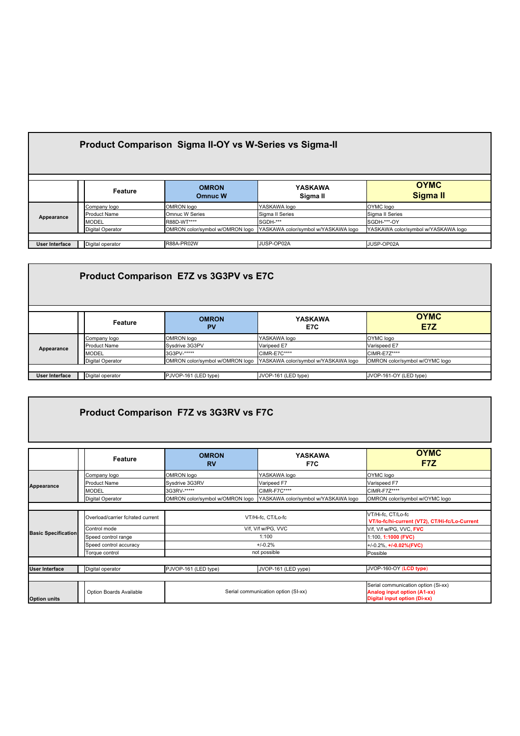## Product Comparison Sigma II-OY vs W-Series vs Sigma-II

| | Feature | OMRON Omnuc W | YASKAWA Sigma II | OYMC Sigma II |
|---|---|---|---|---|
| Appearance | Company logo | OMRON logo | YASKAWA logo | OYMC logo |
| | Product Name | Omnuc W Series | Sigma II Series | Sigma II Series |
| | MODEL | R88D-WT**** | SGDH-*** | SGDH-***-OY |
| | Digital Operator | OMRON color/symbol w/OMRON logo | YASKAWA color/symbol w/YASKAWA logo | YASKAWA color/symbol w/YASKAWA logo |
| User Interface | Digital operator | R88A-PR02W | JUSP-OP02A | JUSP-OP02A |

## Product Comparison E7Z vs 3G3PV vs E7C

| | Feature | OMRON PV | YASKAWA E7C | OYMC E7Z |
|---|---|---|---|---|
| Appearance | Company logo | OMRON logo | YASKAWA logo | OYMC logo |
| | Product Name | Sysdrive 3G3PV | Varipeed E7 | Varispeed E7 |
| | MODEL | 3G3PV-***** | CIMR-E7C**** | CIMR-E7Z**** |
| | Digital Operator | OMRON color/symbol w/OMRON logo | YASKAWA color/symbol w/YASKAWA logo | OMRON color/symbol w/OYMC logo |
| User Interface | Digital operator | PJVOP-161 (LED type) | JVOP-161 (LED type) | JVOP-161-OY (LED type) |

## Product Comparison F7Z vs 3G3RV vs F7C

| | Feature | OMRON RV | YASKAWA F7C | OYMC F7Z |
|---|---|---|---|---|
| Appearance | Company logo | OMRON logo | YASKAWA logo | OYMC logo |
| | Product Name | Sysdrive 3G3RV | Varipeed F7 | Varispeed F7 |
| | MODEL | 3G3RV-***** | CIMR-F7C**** | CIMR-F7Z**** |
| | Digital Operator | OMRON color/symbol w/OMRON logo | YASKAWA color/symbol w/YASKAWA logo | OMRON color/symbol w/OYMC logo |
| Basic Specification | Overload/carrier fc/rated current | VT/Hi-fc, CT/Lo-fc | | VT/Hi-fc, CT/Lo-fc **VT/lo-fc/hi-current (VT2), CT/Hi-fc/Lo-Current** |
| | Control mode | V/f, V/f w/PG, VVC | | V/f, V/f w/PG, VVC, **FVC** |
| | Speed control range | 1:100 | | 1:100, **1:1000 (FVC)** |
| | Speed control accuracy | +/-0.2% | | +/-0.2%, **+/-0.02%(FVC)** |
| | Torque control | not possible | | Possible |
| User Interface | Digital operator | PJVOP-161 (LED type) | JVOP-161 (LED yype) | JVOP-160-OY (**LCD type**) |
| Option units | Option Boards Available | Serial communication option (SI-xx) | | Serial communication option (Si-xx) **Analog input option (A1-xx)** **Digital input option (Di-xx)** |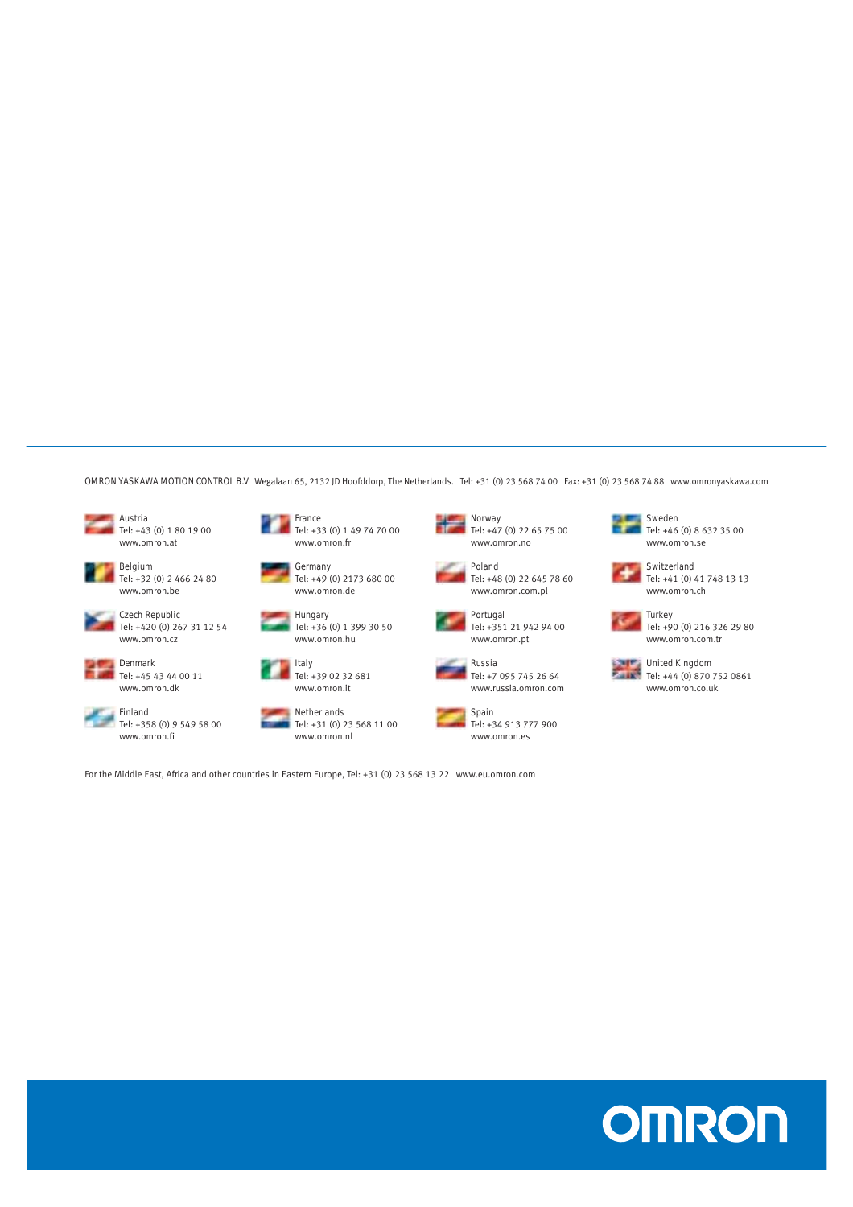OMRON YASKAWA MOTION CONTROL B.V. Wegalaan 65, 2132 JD Hoofddorp, The Netherlands. Tel: +31 (0) 23 568 74 00 Fax: +31 (0) 23 568 74 88 www.omronyaskawa.com

Austria
Tel: +43 (0) 1 80 19 00
www.omron.at

Belgium
Tel: +32 (0) 2 466 24 80
www.omron.be

Czech Republic
Tel: +420 (0) 267 31 12 54
www.omron.cz

Denmark
Tel: +45 43 44 00 11
www.omron.dk

Finland
Tel: +358 (0) 9 549 58 00
www.omron.fi

France
Tel: +33 (0) 1 49 74 70 00
www.omron.fr

Germany
Tel: +49 (0) 2173 680 00
www.omron.de

Hungary
Tel: +36 (0) 1 399 30 50
www.omron.hu

Italy
Tel: +39 02 32 681
www.omron.it

Netherlands
Tel: +31 (0) 23 568 11 00
www.omron.nl

Norway
Tel: +47 (0) 22 65 75 00
www.omron.no

Poland
Tel: +48 (0) 22 645 78 60
www.omron.com.pl

Portugal
Tel: +351 21 942 94 00
www.omron.pt

Russia
Tel: +7 095 745 26 64
www.russia.omron.com

Spain
Tel: +34 913 777 900
www.omron.es

Sweden
Tel: +46 (0) 8 632 35 00
www.omron.se

Switzerland
Tel: +41 (0) 41 748 13 13
www.omron.ch

Turkey
Tel: +90 (0) 216 326 29 80
www.omron.com.tr

United Kingdom
Tel: +44 (0) 870 752 0861
www.omron.co.uk

For the Middle East, Africa and other countries in Eastern Europe, Tel: +31 (0) 23 568 13 22 www.eu.omron.com

OMRON